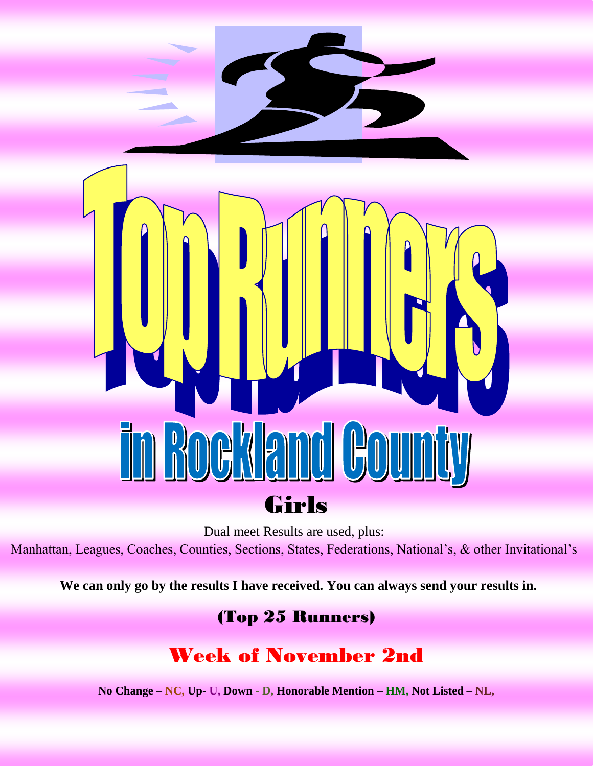# Top Runners

## in Rockland County

## Girls

Dual meet Results are used, plus:

Manhattan, Leagues, Coaches, Counties, Sections, States, Federations, National's, & other Invitational's

**We can only go by the results I have received. You can always send your results in.**

### (Top 25 Runners)

### Week of November 2nd

**No Change – NC, Up- U, Down - D, Honorable Mention – HM, Not Listed – NL,**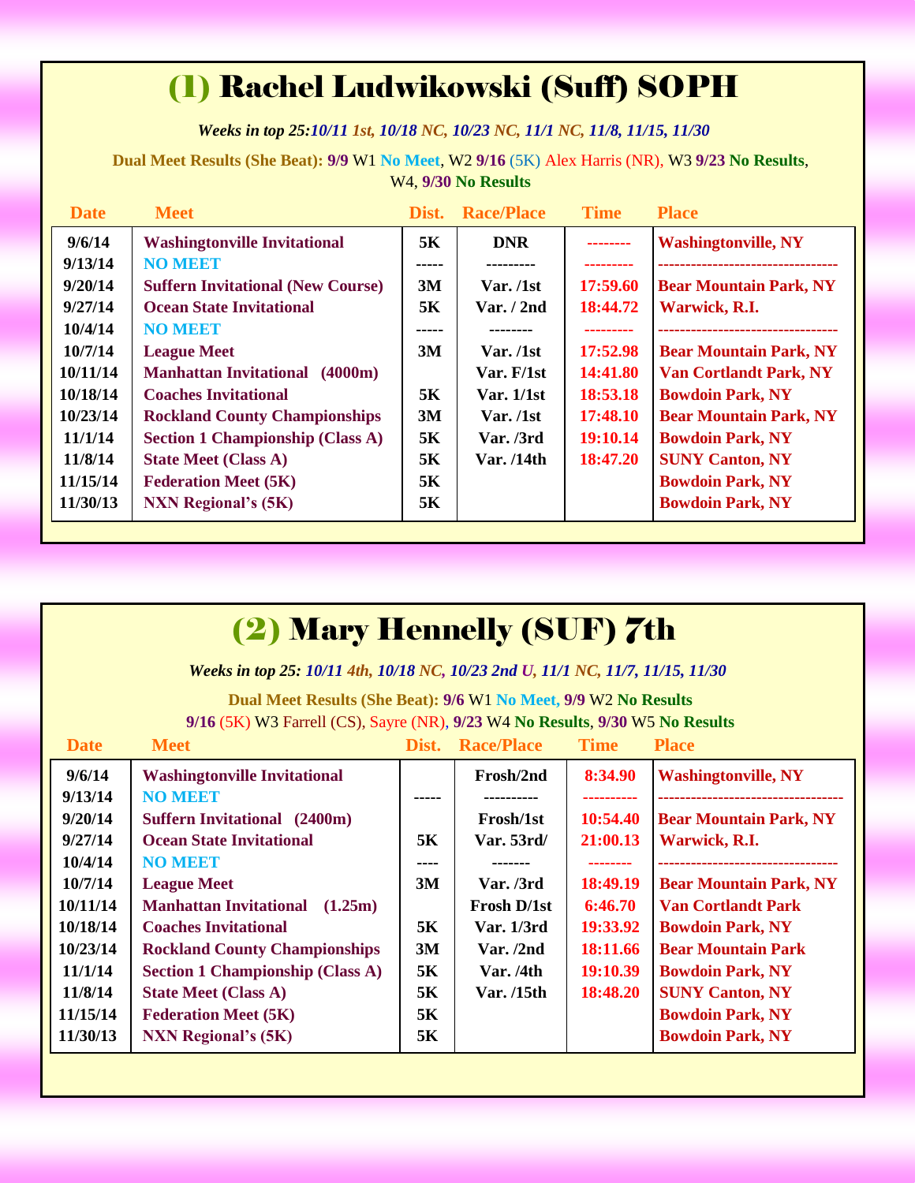# (1) Rachel Ludwikowski (Suff) SOPH

***Weeks in top 25:10/11 1st, 10/18 NC, 10/23 NC, 11/1 NC, 11/8, 11/15, 11/30***

**Dual Meet Results (She Beat): 9/9** W1 **No Meet**, W2 **9/16** (5K) Alex Harris (NR), W3 **9/23 No Results**, W4, **9/30 No Results**

| Date | Meet | Dist. | Race/Place | Time | Place |
|---|---|---|---|---|---|
| 9/6/14 | Washingtonville Invitational | 5K | DNR | -------- | Washingtonville, NY |
| 9/13/14 | NO MEET | ----- | --------- | --------- | --------------------------------- |
| 9/20/14 | Suffern Invitational (New Course) | 3M | Var. /1st | 17:59.60 | Bear Mountain Park, NY |
| 9/27/14 | Ocean State Invitational | 5K | Var. / 2nd | 18:44.72 | Warwick, R.I. |
| 10/4/14 | NO MEET | ----- | -------- | --------- | --------------------------------- |
| 10/7/14 | League Meet | 3M | Var. /1st | 17:52.98 | Bear Mountain Park, NY |
| 10/11/14 | Manhattan Invitational (4000m) | | Var. F/1st | 14:41.80 | Van Cortlandt Park, NY |
| 10/18/14 | Coaches Invitational | 5K | Var. 1/1st | 18:53.18 | Bowdoin Park, NY |
| 10/23/14 | Rockland County Championships | 3M | Var. /1st | 17:48.10 | Bear Mountain Park, NY |
| 11/1/14 | Section 1 Championship (Class A) | 5K | Var. /3rd | 19:10.14 | Bowdoin Park, NY |
| 11/8/14 | State Meet (Class A) | 5K | Var. /14th | 18:47.20 | SUNY Canton, NY |
| 11/15/14 | Federation Meet (5K) | 5K | | | Bowdoin Park, NY |
| 11/30/13 | NXN Regional's (5K) | 5K | | | Bowdoin Park, NY |

# (2) Mary Hennelly (SUF) 7th

***Weeks in top 25: 10/11 4th, 10/18 NC, 10/23 2nd U, 11/1 NC, 11/7, 11/15, 11/30***

**Dual Meet Results (She Beat): 9/6** W1 **No Meet, 9/9** W2 **No Results**
**9/16** (5K) W3 Farrell (CS), Sayre (NR), **9/23** W4 **No Results**, **9/30** W5 **No Results**

| Date | Meet | Dist. | Race/Place | Time | Place |
|---|---|---|---|---|---|
| 9/6/14 | Washingtonville Invitational | | Frosh/2nd | 8:34.90 | Washingtonville, NY |
| 9/13/14 | NO MEET | ----- | ---------- | ---------- | ---------------------------------- |
| 9/20/14 | Suffern Invitational (2400m) | | Frosh/1st | 10:54.40 | Bear Mountain Park, NY |
| 9/27/14 | Ocean State Invitational | 5K | Var. 53rd/ | 21:00.13 | Warwick, R.I. |
| 10/4/14 | NO MEET | ---- | ------- | -------- | --------------------------------- |
| 10/7/14 | League Meet | 3M | Var. /3rd | 18:49.19 | Bear Mountain Park, NY |
| 10/11/14 | Manhattan Invitational (1.25m) | | Frosh D/1st | 6:46.70 | Van Cortlandt Park |
| 10/18/14 | Coaches Invitational | 5K | Var. 1/3rd | 19:33.92 | Bowdoin Park, NY |
| 10/23/14 | Rockland County Championships | 3M | Var. /2nd | 18:11.66 | Bear Mountain Park |
| 11/1/14 | Section 1 Championship (Class A) | 5K | Var. /4th | 19:10.39 | Bowdoin Park, NY |
| 11/8/14 | State Meet (Class A) | 5K | Var. /15th | 18:48.20 | SUNY Canton, NY |
| 11/15/14 | Federation Meet (5K) | 5K | | | Bowdoin Park, NY |
| 11/30/13 | NXN Regional's (5K) | 5K | | | Bowdoin Park, NY |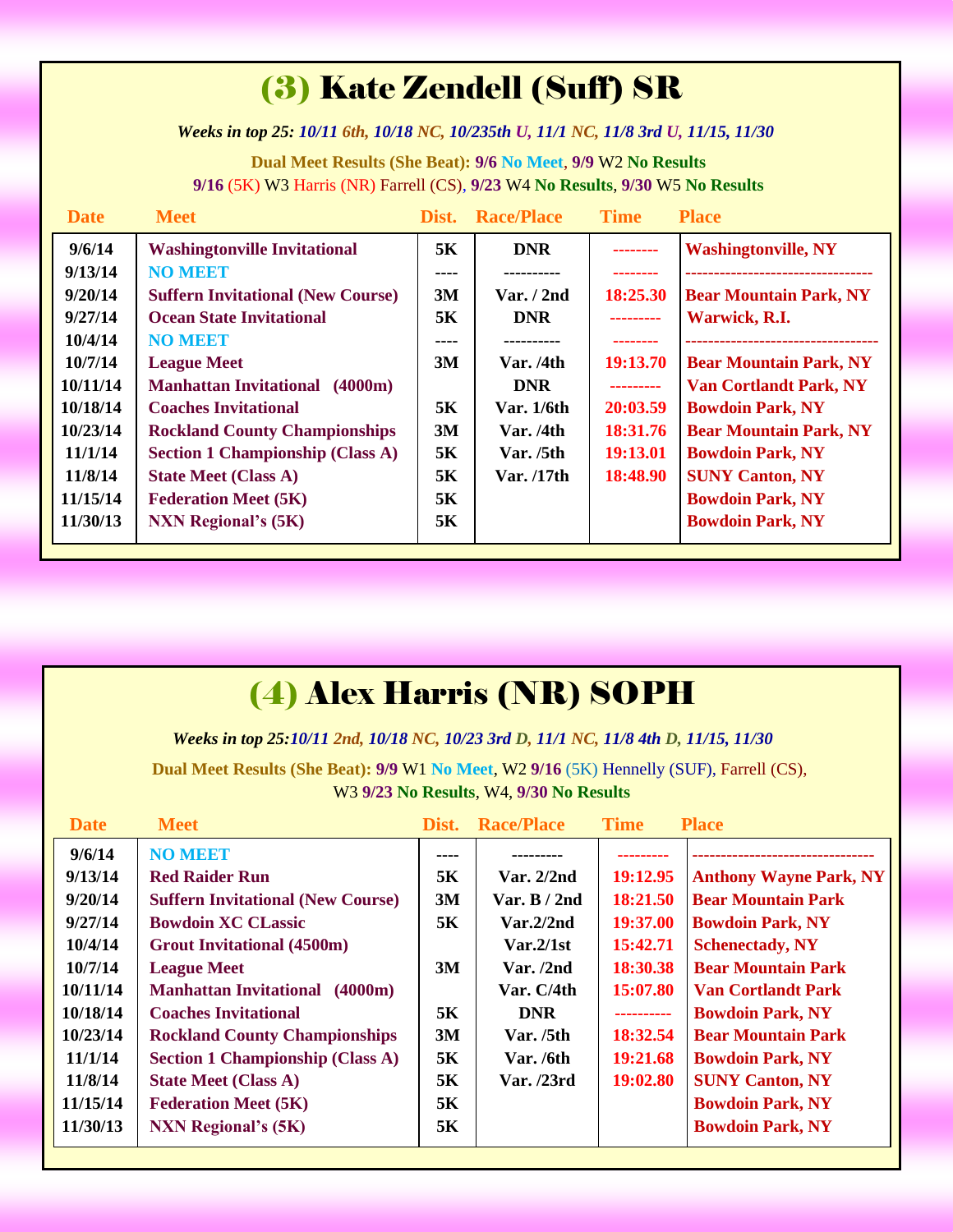# (3) Kate Zendell (Suff) SR

*Weeks in top 25: 10/11 6th, 10/18 NC, 10/235th U, 11/1 NC, 11/8 3rd U, 11/15, 11/30*

**Dual Meet Results (She Beat): 9/6 No Meet, 9/9** W2 **No Results**
**9/16** (5K) W3 Harris (NR) Farrell (CS), **9/23** W4 **No Results**, **9/30** W5 **No Results**

| Date | Meet | Dist. | Race/Place | Time | Place |
|---|---|---|---|---|---|
| 9/6/14 | Washingtonville Invitational | 5K | DNR | -------- | Washingtonville, NY |
| 9/13/14 | NO MEET | ---- | ---------- | -------- | --------------------------------- |
| 9/20/14 | Suffern Invitational (New Course) | 3M | Var. / 2nd | 18:25.30 | Bear Mountain Park, NY |
| 9/27/14 | Ocean State Invitational | 5K | DNR | --------- | Warwick, R.I. |
| 10/4/14 | NO MEET | ---- | ---------- | -------- | ---------------------------------- |
| 10/7/14 | League Meet | 3M | Var. /4th | 19:13.70 | Bear Mountain Park, NY |
| 10/11/14 | Manhattan Invitational (4000m) | | DNR | --------- | Van Cortlandt Park, NY |
| 10/18/14 | Coaches Invitational | 5K | Var. 1/6th | 20:03.59 | Bowdoin Park, NY |
| 10/23/14 | Rockland County Championships | 3M | Var. /4th | 18:31.76 | Bear Mountain Park, NY |
| 11/1/14 | Section 1 Championship (Class A) | 5K | Var. /5th | 19:13.01 | Bowdoin Park, NY |
| 11/8/14 | State Meet (Class A) | 5K | Var. /17th | 18:48.90 | SUNY Canton, NY |
| 11/15/14 | Federation Meet (5K) | 5K | | | Bowdoin Park, NY |
| 11/30/13 | NXN Regional's (5K) | 5K | | | Bowdoin Park, NY |

# (4) Alex Harris (NR) SOPH

*Weeks in top 25:10/11 2nd, 10/18 NC, 10/23 3rd D, 11/1 NC, 11/8 4th D, 11/15, 11/30*

**Dual Meet Results (She Beat): 9/9** W1 **No Meet**, W2 **9/16** (5K) Hennelly (SUF), Farrell (CS),
W3 **9/23 No Results**, W4, **9/30 No Results**

| Date | Meet | Dist. | Race/Place | Time | Place |
|---|---|---|---|---|---|
| 9/6/14 | NO MEET | ---- | --------- | --------- | -------------------------------- |
| 9/13/14 | Red Raider Run | 5K | Var. 2/2nd | 19:12.95 | Anthony Wayne Park, NY |
| 9/20/14 | Suffern Invitational (New Course) | 3M | Var. B / 2nd | 18:21.50 | Bear Mountain Park |
| 9/27/14 | Bowdoin XC CLassic | 5K | Var.2/2nd | 19:37.00 | Bowdoin Park, NY |
| 10/4/14 | Grout Invitational (4500m) | | Var.2/1st | 15:42.71 | Schenectady, NY |
| 10/7/14 | League Meet | 3M | Var. /2nd | 18:30.38 | Bear Mountain Park |
| 10/11/14 | Manhattan Invitational (4000m) | | Var. C/4th | 15:07.80 | Van Cortlandt Park |
| 10/18/14 | Coaches Invitational | 5K | DNR | ---------- | Bowdoin Park, NY |
| 10/23/14 | Rockland County Championships | 3M | Var. /5th | 18:32.54 | Bear Mountain Park |
| 11/1/14 | Section 1 Championship (Class A) | 5K | Var. /6th | 19:21.68 | Bowdoin Park, NY |
| 11/8/14 | State Meet (Class A) | 5K | Var. /23rd | 19:02.80 | SUNY Canton, NY |
| 11/15/14 | Federation Meet (5K) | 5K | | | Bowdoin Park, NY |
| 11/30/13 | NXN Regional's (5K) | 5K | | | Bowdoin Park, NY |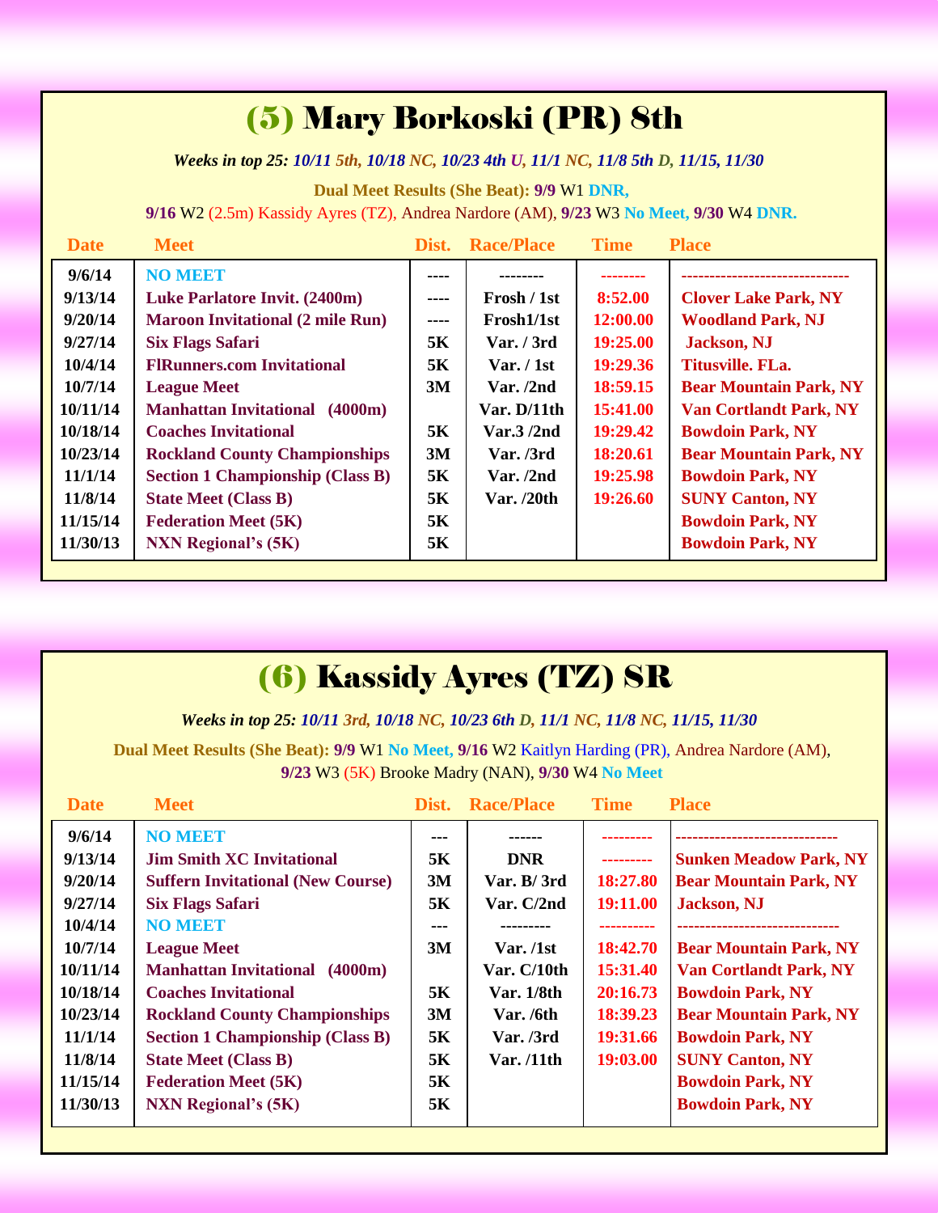## (5) Mary Borkoski (PR) 8th

*Weeks in top 25: 10/11 5th, 10/18 NC, 10/23 4th U, 11/1 NC, 11/8 5th D, 11/15, 11/30*

**Dual Meet Results (She Beat): 9/9** W1 **DNR,**

**9/16** W2 (2.5m) Kassidy Ayres (TZ), Andrea Nardore (AM), **9/23** W3 **No Meet, 9/30** W4 **DNR.**

| Date | Meet | Dist. | Race/Place | Time | Place |
|---|---|---|---|---|---|
| 9/6/14 | NO MEET | ---- | -------- | -------- | ------------------------------ |
| 9/13/14 | Luke Parlatore Invit. (2400m) | ---- | Frosh / 1st | 8:52.00 | Clover Lake Park, NY |
| 9/20/14 | Maroon Invitational (2 mile Run) | ---- | Frosh1/1st | 12:00.00 | Woodland Park, NJ |
| 9/27/14 | Six Flags Safari | 5K | Var. / 3rd | 19:25.00 | Jackson, NJ |
| 10/4/14 | FlRunners.com Invitational | 5K | Var. / 1st | 19:29.36 | Titusville. FLa. |
| 10/7/14 | League Meet | 3M | Var. /2nd | 18:59.15 | Bear Mountain Park, NY |
| 10/11/14 | Manhattan Invitational (4000m) | | Var. D/11th | 15:41.00 | Van Cortlandt Park, NY |
| 10/18/14 | Coaches Invitational | 5K | Var.3 /2nd | 19:29.42 | Bowdoin Park, NY |
| 10/23/14 | Rockland County Championships | 3M | Var. /3rd | 18:20.61 | Bear Mountain Park, NY |
| 11/1/14 | Section 1 Championship (Class B) | 5K | Var. /2nd | 19:25.98 | Bowdoin Park, NY |
| 11/8/14 | State Meet (Class B) | 5K | Var. /20th | 19:26.60 | SUNY Canton, NY |
| 11/15/14 | Federation Meet (5K) | 5K | | | Bowdoin Park, NY |
| 11/30/13 | NXN Regional's (5K) | 5K | | | Bowdoin Park, NY |

## (6) Kassidy Ayres (TZ) SR

*Weeks in top 25: 10/11 3rd, 10/18 NC, 10/23 6th D, 11/1 NC, 11/8 NC, 11/15, 11/30*

**Dual Meet Results (She Beat): 9/9** W1 **No Meet, 9/16** W2 Kaitlyn Harding (PR), Andrea Nardore (AM),

**9/23** W3 (5K) Brooke Madry (NAN), **9/30** W4 **No Meet**

| Date | Meet | Dist. | Race/Place | Time | Place |
|---|---|---|---|---|---|
| 9/6/14 | NO MEET | --- | ------ | --------- | ----------------------------- |
| 9/13/14 | Jim Smith XC Invitational | 5K | DNR | --------- | Sunken Meadow Park, NY |
| 9/20/14 | Suffern Invitational (New Course) | 3M | Var. B/ 3rd | 18:27.80 | Bear Mountain Park, NY |
| 9/27/14 | Six Flags Safari | 5K | Var. C/2nd | 19:11.00 | Jackson, NJ |
| 10/4/14 | NO MEET | --- | --------- | ---------- | ----------------------------- |
| 10/7/14 | League Meet | 3M | Var. /1st | 18:42.70 | Bear Mountain Park, NY |
| 10/11/14 | Manhattan Invitational (4000m) | | Var. C/10th | 15:31.40 | Van Cortlandt Park, NY |
| 10/18/14 | Coaches Invitational | 5K | Var. 1/8th | 20:16.73 | Bowdoin Park, NY |
| 10/23/14 | Rockland County Championships | 3M | Var. /6th | 18:39.23 | Bear Mountain Park, NY |
| 11/1/14 | Section 1 Championship (Class B) | 5K | Var. /3rd | 19:31.66 | Bowdoin Park, NY |
| 11/8/14 | State Meet (Class B) | 5K | Var. /11th | 19:03.00 | SUNY Canton, NY |
| 11/15/14 | Federation Meet (5K) | 5K | | | Bowdoin Park, NY |
| 11/30/13 | NXN Regional's (5K) | 5K | | | Bowdoin Park, NY |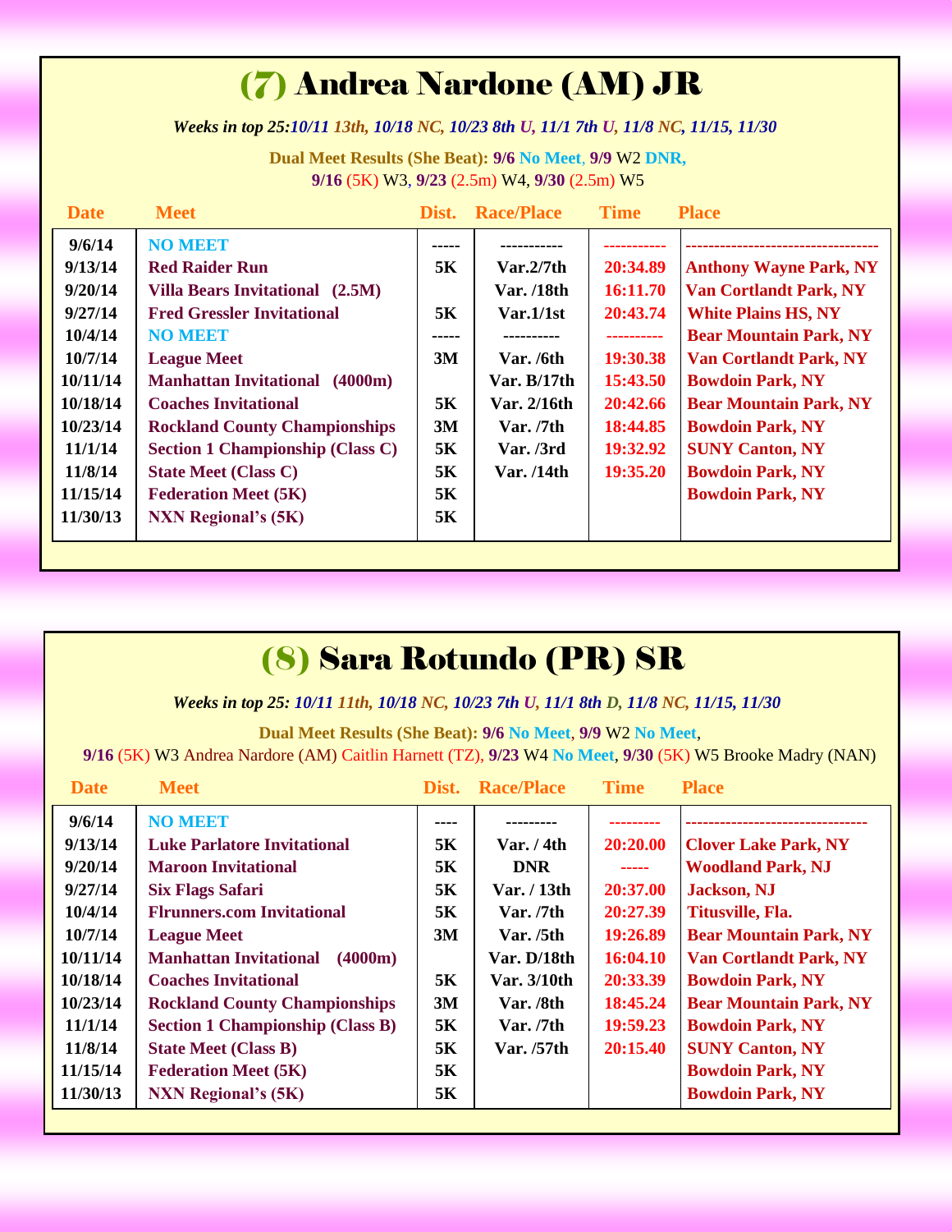# (7) Andrea Nardone (AM) JR

*Weeks in top 25: 10/11 13th, 10/18 NC, 10/23 8th U, 11/1 7th U, 11/8 NC, 11/15, 11/30*

**Dual Meet Results (She Beat): 9/6 No Meet, 9/9** W2 **DNR,**
**9/16** (5K) W3, **9/23** (2.5m) W4, **9/30** (2.5m) W5

| Date | Meet | Dist. | Race/Place | Time | Place |
|---|---|---|---|---|---|
| 9/6/14 | NO MEET | ----- | ---------- | ---------- | ---------------------------------- |
| 9/13/14 | Red Raider Run | 5K | Var.2/7th | 20:34.89 | Anthony Wayne Park, NY |
| 9/20/14 | Villa Bears Invitational (2.5M) | | Var. /18th | 16:11.70 | Van Cortlandt Park, NY |
| 9/27/14 | Fred Gressler Invitational | 5K | Var.1/1st | 20:43.74 | White Plains HS, NY |
| 10/4/14 | NO MEET | ----- | ---------- | ---------- | Bear Mountain Park, NY |
| 10/7/14 | League Meet | 3M | Var. /6th | 19:30.38 | Van Cortlandt Park, NY |
| 10/11/14 | Manhattan Invitational (4000m) | | Var. B/17th | 15:43.50 | Bowdoin Park, NY |
| 10/18/14 | Coaches Invitational | 5K | Var. 2/16th | 20:42.66 | Bear Mountain Park, NY |
| 10/23/14 | Rockland County Championships | 3M | Var. /7th | 18:44.85 | Bowdoin Park, NY |
| 11/1/14 | Section 1 Championship (Class C) | 5K | Var. /3rd | 19:32.92 | SUNY Canton, NY |
| 11/8/14 | State Meet (Class C) | 5K | Var. /14th | 19:35.20 | Bowdoin Park, NY |
| 11/15/14 | Federation Meet (5K) | 5K | | | Bowdoin Park, NY |
| 11/30/13 | NXN Regional's (5K) | 5K | | | |

# (8) Sara Rotundo (PR) SR

*Weeks in top 25: 10/11 11th, 10/18 NC, 10/23 7th U, 11/1 8th D, 11/8 NC, 11/15, 11/30*

**Dual Meet Results (She Beat): 9/6 No Meet, 9/9** W2 **No Meet,**
**9/16** (5K) W3 Andrea Nardone (AM) Caitlin Harnett (TZ), **9/23** W4 **No Meet, 9/30** (5K) W5 Brooke Madry (NAN)

| Date | Meet | Dist. | Race/Place | Time | Place |
|---|---|---|---|---|---|
| 9/6/14 | NO MEET | ---- | --------- | --------- | -------------------------------- |
| 9/13/14 | Luke Parlatore Invitational | 5K | Var. / 4th | 20:20.00 | Clover Lake Park, NY |
| 9/20/14 | Maroon Invitational | 5K | DNR | ----- | Woodland Park, NJ |
| 9/27/14 | Six Flags Safari | 5K | Var. / 13th | 20:37.00 | Jackson, NJ |
| 10/4/14 | Flrunners.com Invitational | 5K | Var. /7th | 20:27.39 | Titusville, Fla. |
| 10/7/14 | League Meet | 3M | Var. /5th | 19:26.89 | Bear Mountain Park, NY |
| 10/11/14 | Manhattan Invitational (4000m) | | Var. D/18th | 16:04.10 | Van Cortlandt Park, NY |
| 10/18/14 | Coaches Invitational | 5K | Var. 3/10th | 20:33.39 | Bowdoin Park, NY |
| 10/23/14 | Rockland County Championships | 3M | Var. /8th | 18:45.24 | Bear Mountain Park, NY |
| 11/1/14 | Section 1 Championship (Class B) | 5K | Var. /7th | 19:59.23 | Bowdoin Park, NY |
| 11/8/14 | State Meet (Class B) | 5K | Var. /57th | 20:15.40 | SUNY Canton, NY |
| 11/15/14 | Federation Meet (5K) | 5K | | | Bowdoin Park, NY |
| 11/30/13 | NXN Regional's (5K) | 5K | | | Bowdoin Park, NY |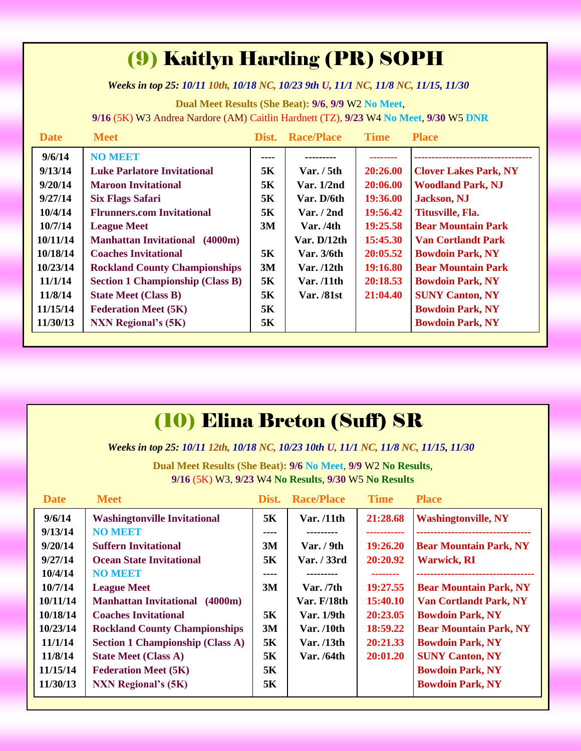## (9) Kaitlyn Harding (PR) SOPH

***Weeks in top 25:** 10/11 10th, 10/18 NC, 10/23 9th U, 11/1 NC, 11/8 NC, 11/15, 11/30*

**Dual Meet Results (She Beat): 9/6, 9/9** W2 **No Meet**,
**9/16** (5K) W3 Andrea Nardore (AM) Caitlin Hardnett (TZ), **9/23** W4 **No Meet**, **9/30** W5 **DNR**

| Date | Meet | Dist. | Race/Place | Time | Place |
|---|---|---|---|---|---|
| 9/6/14 | NO MEET | ---- | --------- | -------- | ---------------------------------- |
| 9/13/14 | Luke Parlatore Invitational | 5K | Var. / 5th | 20:26.00 | Clover Lakes Park, NY |
| 9/20/14 | Maroon Invitational | 5K | Var. 1/2nd | 20:06.00 | Woodland Park, NJ |
| 9/27/14 | Six Flags Safari | 5K | Var. D/6th | 19:36.00 | Jackson, NJ |
| 10/4/14 | Flrunners.com Invitational | 5K | Var. / 2nd | 19:56.42 | Titusville, Fla. |
| 10/7/14 | League Meet | 3M | Var. /4th | 19:25.58 | Bear Mountain Park |
| 10/11/14 | Manhattan Invitational (4000m) | | Var. D/12th | 15:45.30 | Van Cortlandt Park |
| 10/18/14 | Coaches Invitational | 5K | Var. 3/6th | 20:05.52 | Bowdoin Park, NY |
| 10/23/14 | Rockland County Championships | 3M | Var. /12th | 19:16.80 | Bear Mountain Park |
| 11/1/14 | Section 1 Championship (Class B) | 5K | Var. /11th | 20:18.53 | Bowdoin Park, NY |
| 11/8/14 | State Meet (Class B) | 5K | Var. /81st | 21:04.40 | SUNY Canton, NY |
| 11/15/14 | Federation Meet (5K) | 5K | | | Bowdoin Park, NY |
| 11/30/13 | NXN Regional's (5K) | 5K | | | Bowdoin Park, NY |

## (10) Elina Breton (Suff) SR

***Weeks in top 25:** 10/11 12th, 10/18 NC, 10/23 10th U, 11/1 NC, 11/8 NC, 11/15, 11/30*

**Dual Meet Results (She Beat): 9/6 No Meet, 9/9** W2 **No Results**,
**9/16** (5K) W3, **9/23** W4 **No Results**, **9/30** W5 **No Results**

| Date | Meet | Dist. | Race/Place | Time | Place |
|---|---|---|---|---|---|
| 9/6/14 | Washingtonville Invitational | 5K | Var. /11th | 21:28.68 | Washingtonville, NY |
| 9/13/14 | NO MEET | ---- | --------- | ----------- | --------------------------------- |
| 9/20/14 | Suffern Invitational | 3M | Var. / 9th | 19:26.20 | Bear Mountain Park, NY |
| 9/27/14 | Ocean State Invitational | 5K | Var. / 33rd | 20:20.92 | Warwick, RI |
| 10/4/14 | NO MEET | ---- | --------- | -------- | ---------------------------------- |
| 10/7/14 | League Meet | 3M | Var. /7th | 19:27.55 | Bear Mountain Park, NY |
| 10/11/14 | Manhattan Invitational (4000m) | | Var. F/18th | 15:40.10 | Van Cortlandt Park, NY |
| 10/18/14 | Coaches Invitational | 5K | Var. 1/9th | 20:23.05 | Bowdoin Park, NY |
| 10/23/14 | Rockland County Championships | 3M | Var. /10th | 18:59.22 | Bear Mountain Park, NY |
| 11/1/14 | Section 1 Championship (Class A) | 5K | Var. /13th | 20:21.33 | Bowdoin Park, NY |
| 11/8/14 | State Meet (Class A) | 5K | Var. /64th | 20:01.20 | SUNY Canton, NY |
| 11/15/14 | Federation Meet (5K) | 5K | | | Bowdoin Park, NY |
| 11/30/13 | NXN Regional's (5K) | 5K | | | Bowdoin Park, NY |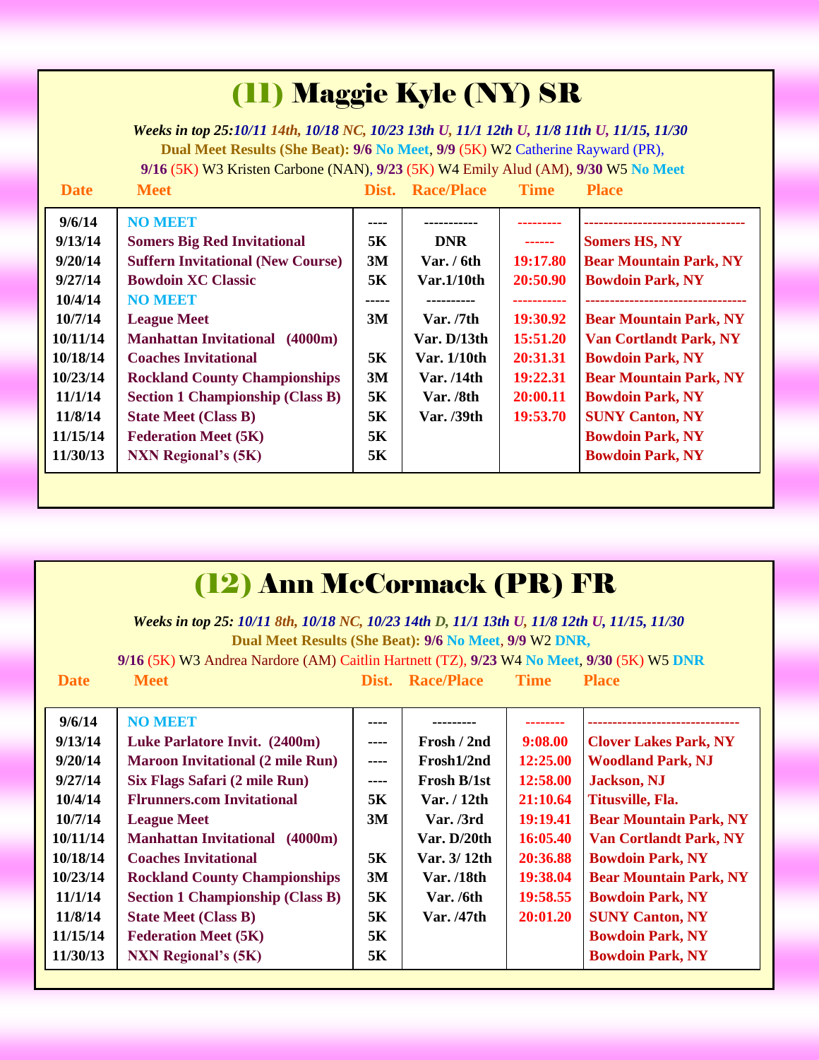## (11) Maggie Kyle (NY) SR

*Weeks in top 25: 10/11 14th, 10/18 NC, 10/23 13th U, 11/1 12th U, 11/8 11th U, 11/15, 11/30*

**Dual Meet Results (She Beat): 9/6 No Meet, 9/9** (5K) W2 Catherine Rayward (PR),

**9/16** (5K) W3 Kristen Carbone (NAN), **9/23** (5K) W4 Emily Alud (AM), **9/30** W5 **No Meet**

| Date | Meet | Dist. | Race/Place | Time | Place |
|---|---|---|---|---|---|
| 9/6/14 | NO MEET | ---- | ----------- | --------- | --------------------------------- |
| 9/13/14 | Somers Big Red Invitational | 5K | DNR | ------ | Somers HS, NY |
| 9/20/14 | Suffern Invitational (New Course) | 3M | Var. / 6th | 19:17.80 | Bear Mountain Park, NY |
| 9/27/14 | Bowdoin XC Classic | 5K | Var.1/10th | 20:50.90 | Bowdoin Park, NY |
| 10/4/14 | NO MEET | ----- | ---------- | ----------- | --------------------------------- |
| 10/7/14 | League Meet | 3M | Var. /7th | 19:30.92 | Bear Mountain Park, NY |
| 10/11/14 | Manhattan Invitational (4000m) | | Var. D/13th | 15:51.20 | Van Cortlandt Park, NY |
| 10/18/14 | Coaches Invitational | 5K | Var. 1/10th | 20:31.31 | Bowdoin Park, NY |
| 10/23/14 | Rockland County Championships | 3M | Var. /14th | 19:22.31 | Bear Mountain Park, NY |
| 11/1/14 | Section 1 Championship (Class B) | 5K | Var. /8th | 20:00.11 | Bowdoin Park, NY |
| 11/8/14 | State Meet (Class B) | 5K | Var. /39th | 19:53.70 | SUNY Canton, NY |
| 11/15/14 | Federation Meet (5K) | 5K | | | Bowdoin Park, NY |
| 11/30/13 | NXN Regional's (5K) | 5K | | | Bowdoin Park, NY |

## (12) Ann McCormack (PR) FR

*Weeks in top 25: 10/11 8th, 10/18 NC, 10/23 14th D, 11/1 13th U, 11/8 12th U, 11/15, 11/30*

**Dual Meet Results (She Beat): 9/6 No Meet, 9/9** W2 **DNR,**

**9/16** (5K) W3 Andrea Nardore (AM) Caitlin Hartnett (TZ), **9/23** W4 **No Meet**, **9/30** (5K) W5 **DNR**

| Date | Meet | Dist. | Race/Place | Time | Place |
|---|---|---|---|---|---|
| 9/6/14 | NO MEET | ---- | --------- | -------- | ------------------------------ |
| 9/13/14 | Luke Parlatore Invit. (2400m) | ---- | Frosh / 2nd | 9:08.00 | Clover Lakes Park, NY |
| 9/20/14 | Maroon Invitational (2 mile Run) | ---- | Frosh1/2nd | 12:25.00 | Woodland Park, NJ |
| 9/27/14 | Six Flags Safari (2 mile Run) | ---- | Frosh B/1st | 12:58.00 | Jackson, NJ |
| 10/4/14 | Flrunners.com Invitational | 5K | Var. / 12th | 21:10.64 | Titusville, Fla. |
| 10/7/14 | League Meet | 3M | Var. /3rd | 19:19.41 | Bear Mountain Park, NY |
| 10/11/14 | Manhattan Invitational (4000m) | | Var. D/20th | 16:05.40 | Van Cortlandt Park, NY |
| 10/18/14 | Coaches Invitational | 5K | Var. 3/ 12th | 20:36.88 | Bowdoin Park, NY |
| 10/23/14 | Rockland County Championships | 3M | Var. /18th | 19:38.04 | Bear Mountain Park, NY |
| 11/1/14 | Section 1 Championship (Class B) | 5K | Var. /6th | 19:58.55 | Bowdoin Park, NY |
| 11/8/14 | State Meet (Class B) | 5K | Var. /47th | 20:01.20 | SUNY Canton, NY |
| 11/15/14 | Federation Meet (5K) | 5K | | | Bowdoin Park, NY |
| 11/30/13 | NXN Regional's (5K) | 5K | | | Bowdoin Park, NY |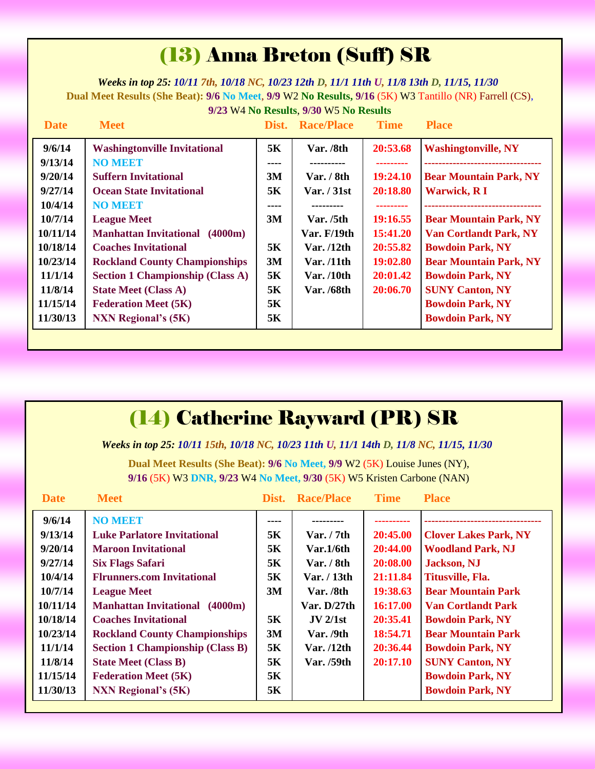# (13) Anna Breton (Suff) SR

***Weeks in top 25:** 10/11 7th, 10/18 NC, 10/23 12th D, 11/1 11th U, 11/8 13th D, 11/15, 11/30*

**Dual Meet Results (She Beat):** **9/6** **No Meet**, **9/9** W2 **No Results,** **9/16** (5K) W3 Tantillo (NR) Farrell (CS), **9/23** W4 **No Results**, **9/30** W5 **No Results**

| Date | Meet | Dist. | Race/Place | Time | Place |
|---|---|---|---|---|---|
| 9/6/14 | Washingtonville Invitational | 5K | Var. /8th | 20:53.68 | Washingtonville, NY |
| 9/13/14 | NO MEET | ---- | ---------- | --------- | --------------------------------- |
| 9/20/14 | Suffern Invitational | 3M | Var. / 8th | 19:24.10 | Bear Mountain Park, NY |
| 9/27/14 | Ocean State Invitational | 5K | Var. / 31st | 20:18.80 | Warwick, R I |
| 10/4/14 | NO MEET | ---- | --------- | --------- | --------------------------------- |
| 10/7/14 | League Meet | 3M | Var. /5th | 19:16.55 | Bear Mountain Park, NY |
| 10/11/14 | Manhattan Invitational (4000m) | | Var. F/19th | 15:41.20 | Van Cortlandt Park, NY |
| 10/18/14 | Coaches Invitational | 5K | Var. /12th | 20:55.82 | Bowdoin Park, NY |
| 10/23/14 | Rockland County Championships | 3M | Var. /11th | 19:02.80 | Bear Mountain Park, NY |
| 11/1/14 | Section 1 Championship (Class A) | 5K | Var. /10th | 20:01.42 | Bowdoin Park, NY |
| 11/8/14 | State Meet (Class A) | 5K | Var. /68th | 20:06.70 | SUNY Canton, NY |
| 11/15/14 | Federation Meet (5K) | 5K | | | Bowdoin Park, NY |
| 11/30/13 | NXN Regional's (5K) | 5K | | | Bowdoin Park, NY |

# (14) Catherine Rayward (PR) SR

***Weeks in top 25:** 10/11 15th, 10/18 NC, 10/23 11th U, 11/1 14th D, 11/8 NC, 11/15, 11/30*

**Dual Meet Results (She Beat):** **9/6** **No Meet,** **9/9** W2 (5K) Louise Junes (NY), **9/16** (5K) W3 **DNR,** **9/23** W4 **No Meet,** **9/30** (5K) W5 Kristen Carbone (NAN)

| Date | Meet | Dist. | Race/Place | Time | Place |
|---|---|---|---|---|---|
| 9/6/14 | NO MEET | ---- | --------- | ---------- | --------------------------------- |
| 9/13/14 | Luke Parlatore Invitational | 5K | Var. / 7th | 20:45.00 | Clover Lakes Park, NY |
| 9/20/14 | Maroon Invitational | 5K | Var.1/6th | 20:44.00 | Woodland Park, NJ |
| 9/27/14 | Six Flags Safari | 5K | Var. / 8th | 20:08.00 | Jackson, NJ |
| 10/4/14 | Flrunners.com Invitational | 5K | Var. / 13th | 21:11.84 | Titusville, Fla. |
| 10/7/14 | League Meet | 3M | Var. /8th | 19:38.63 | Bear Mountain Park |
| 10/11/14 | Manhattan Invitational (4000m) | | Var. D/27th | 16:17.00 | Van Cortlandt Park |
| 10/18/14 | Coaches Invitational | 5K | JV 2/1st | 20:35.41 | Bowdoin Park, NY |
| 10/23/14 | Rockland County Championships | 3M | Var. /9th | 18:54.71 | Bear Mountain Park |
| 11/1/14 | Section 1 Championship (Class B) | 5K | Var. /12th | 20:36.44 | Bowdoin Park, NY |
| 11/8/14 | State Meet (Class B) | 5K | Var. /59th | 20:17.10 | SUNY Canton, NY |
| 11/15/14 | Federation Meet (5K) | 5K | | | Bowdoin Park, NY |
| 11/30/13 | NXN Regional's (5K) | 5K | | | Bowdoin Park, NY |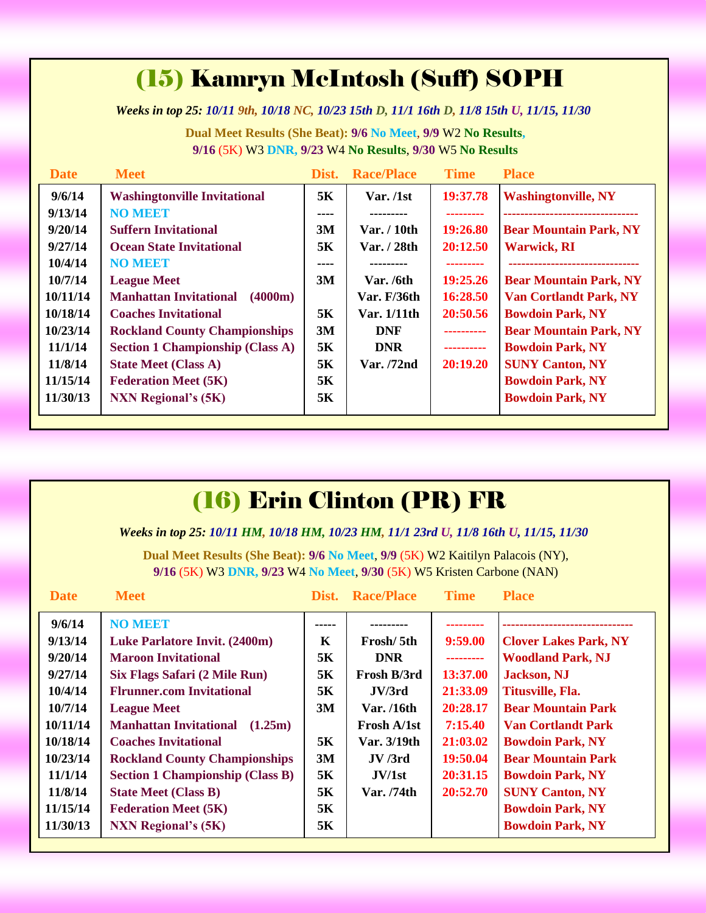## (15) Kamryn McIntosh (Suff) SOPH

*Weeks in top 25: 10/11 9th, 10/18 NC, 10/23 15th D, 11/1 16th D, 11/8 15th U, 11/15, 11/30*

**Dual Meet Results (She Beat): 9/6 No Meet, 9/9** W2 **No Results, 9/16** (5K) W3 **DNR, 9/23** W4 **No Results**, **9/30** W5 **No Results**

| Date | Meet | Dist. | Race/Place | Time | Place |
|---|---|---|---|---|---|
| 9/6/14 | Washingtonville Invitational | 5K | Var. /1st | 19:37.78 | Washingtonville, NY |
| 9/13/14 | NO MEET | ---- | --------- | --------- | -------------------------------- |
| 9/20/14 | Suffern Invitational | 3M | Var. / 10th | 19:26.80 | Bear Mountain Park, NY |
| 9/27/14 | Ocean State Invitational | 5K | Var. / 28th | 20:12.50 | Warwick, RI |
| 10/4/14 | NO MEET | ---- | --------- | --------- | ------------------------------- |
| 10/7/14 | League Meet | 3M | Var. /6th | 19:25.26 | Bear Mountain Park, NY |
| 10/11/14 | Manhattan Invitational (4000m) | | Var. F/36th | 16:28.50 | Van Cortlandt Park, NY |
| 10/18/14 | Coaches Invitational | 5K | Var. 1/11th | 20:50.56 | Bowdoin Park, NY |
| 10/23/14 | Rockland County Championships | 3M | DNF | ---------- | Bear Mountain Park, NY |
| 11/1/14 | Section 1 Championship (Class A) | 5K | DNR | ---------- | Bowdoin Park, NY |
| 11/8/14 | State Meet (Class A) | 5K | Var. /72nd | 20:19.20 | SUNY Canton, NY |
| 11/15/14 | Federation Meet (5K) | 5K | | | Bowdoin Park, NY |
| 11/30/13 | NXN Regional's (5K) | 5K | | | Bowdoin Park, NY |

## (16) Erin Clinton (PR) FR

*Weeks in top 25: 10/11 HM, 10/18 HM, 10/23 HM, 11/1 23rd U, 11/8 16th U, 11/15, 11/30*

**Dual Meet Results (She Beat): 9/6 No Meet, 9/9** (5K) W2 Kaitilyn Palacois (NY), **9/16** (5K) W3 **DNR, 9/23** W4 **No Meet**, **9/30** (5K) W5 Kristen Carbone (NAN)

| Date | Meet | Dist. | Race/Place | Time | Place |
|---|---|---|---|---|---|
| 9/6/14 | NO MEET | ----- | --------- | --------- | ------------------------------ |
| 9/13/14 | Luke Parlatore Invit. (2400m) | K | Frosh/ 5th | 9:59.00 | Clover Lakes Park, NY |
| 9/20/14 | Maroon Invitational | 5K | DNR | --------- | Woodland Park, NJ |
| 9/27/14 | Six Flags Safari (2 Mile Run) | 5K | Frosh B/3rd | 13:37.00 | Jackson, NJ |
| 10/4/14 | Flrunner.com Invitational | 5K | JV/3rd | 21:33.09 | Titusville, Fla. |
| 10/7/14 | League Meet | 3M | Var. /16th | 20:28.17 | Bear Mountain Park |
| 10/11/14 | Manhattan Invitational (1.25m) | | Frosh A/1st | 7:15.40 | Van Cortlandt Park |
| 10/18/14 | Coaches Invitational | 5K | Var. 3/19th | 21:03.02 | Bowdoin Park, NY |
| 10/23/14 | Rockland County Championships | 3M | JV /3rd | 19:50.04 | Bear Mountain Park |
| 11/1/14 | Section 1 Championship (Class B) | 5K | JV/1st | 20:31.15 | Bowdoin Park, NY |
| 11/8/14 | State Meet (Class B) | 5K | Var. /74th | 20:52.70 | SUNY Canton, NY |
| 11/15/14 | Federation Meet (5K) | 5K | | | Bowdoin Park, NY |
| 11/30/13 | NXN Regional's (5K) | 5K | | | Bowdoin Park, NY |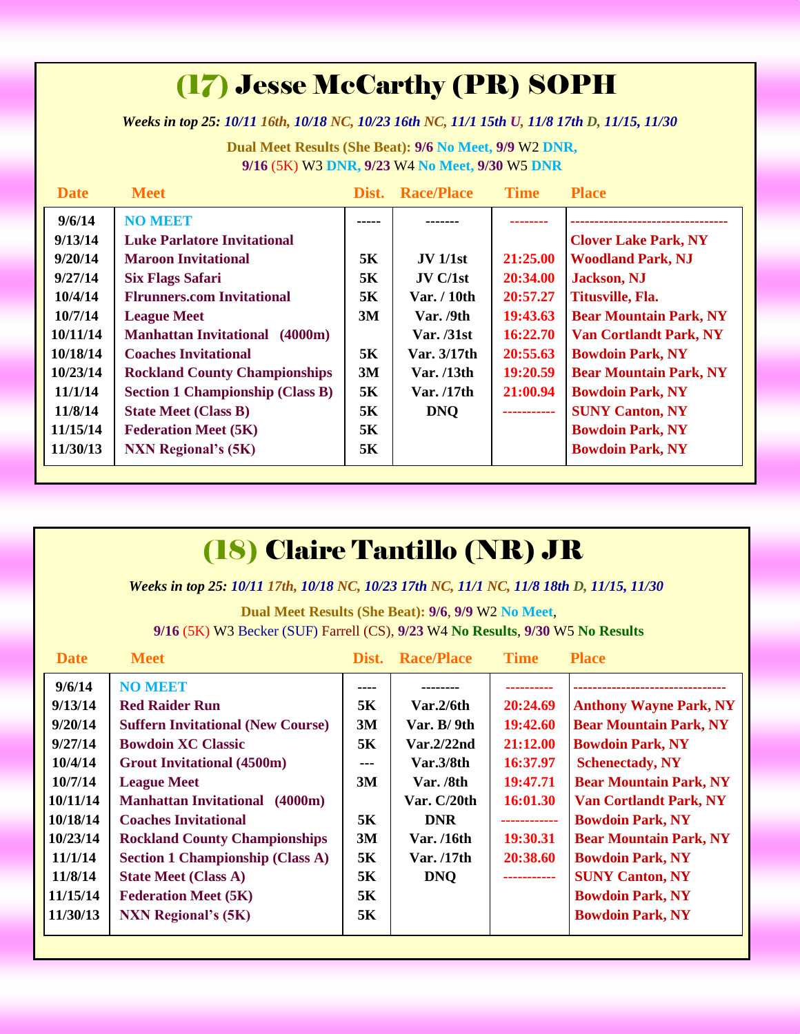# (17) Jesse McCarthy (PR) SOPH

***Weeks in top 25:** 10/11 16th, 10/18 NC, 10/23 16th NC, 11/1 15th U, 11/8 17th D, 11/15, 11/30*

**Dual Meet Results (She Beat): 9/6 No Meet, 9/9** W2 **DNR,**
**9/16** (5K) W3 **DNR, 9/23** W4 **No Meet, 9/30** W5 **DNR**

| Date | Meet | Dist. | Race/Place | Time | Place |
|---|---|---|---|---|---|
| 9/6/14 | NO MEET | ----- | ------- | -------- | --------------------------------- |
| 9/13/14 | Luke Parlatore Invitational | | | | Clover Lake Park, NY |
| 9/20/14 | Maroon Invitational | 5K | JV 1/1st | 21:25.00 | Woodland Park, NJ |
| 9/27/14 | Six Flags Safari | 5K | JV C/1st | 20:34.00 | Jackson, NJ |
| 10/4/14 | Flrunners.com Invitational | 5K | Var. / 10th | 20:57.27 | Titusville, Fla. |
| 10/7/14 | League Meet | 3M | Var. /9th | 19:43.63 | Bear Mountain Park, NY |
| 10/11/14 | Manhattan Invitational (4000m) | | Var. /31st | 16:22.70 | Van Cortlandt Park, NY |
| 10/18/14 | Coaches Invitational | 5K | Var. 3/17th | 20:55.63 | Bowdoin Park, NY |
| 10/23/14 | Rockland County Championships | 3M | Var. /13th | 19:20.59 | Bear Mountain Park, NY |
| 11/1/14 | Section 1 Championship (Class B) | 5K | Var. /17th | 21:00.94 | Bowdoin Park, NY |
| 11/8/14 | State Meet (Class B) | 5K | DNQ | ----------- | SUNY Canton, NY |
| 11/15/14 | Federation Meet (5K) | 5K | | | Bowdoin Park, NY |
| 11/30/13 | NXN Regional's (5K) | 5K | | | Bowdoin Park, NY |

# (18) Claire Tantillo (NR) JR

***Weeks in top 25:** 10/11 17th, 10/18 NC, 10/23 17th NC, 11/1 NC, 11/8 18th D, 11/15, 11/30*

**Dual Meet Results (She Beat): 9/6, 9/9** W2 **No Meet**,
**9/16** (5K) W3 Becker (SUF) Farrell (CS), **9/23** W4 **No Results**, **9/30** W5 **No Results**

| Date | Meet | Dist. | Race/Place | Time | Place |
|---|---|---|---|---|---|
| 9/6/14 | NO MEET | ---- | -------- | ---------- | -------------------------------- |
| 9/13/14 | Red Raider Run | 5K | Var.2/6th | 20:24.69 | Anthony Wayne Park, NY |
| 9/20/14 | Suffern Invitational (New Course) | 3M | Var. B/ 9th | 19:42.60 | Bear Mountain Park, NY |
| 9/27/14 | Bowdoin XC Classic | 5K | Var.2/22nd | 21:12.00 | Bowdoin Park, NY |
| 10/4/14 | Grout Invitational (4500m) | --- | Var.3/8th | 16:37.97 | Schenectady, NY |
| 10/7/14 | League Meet | 3M | Var. /8th | 19:47.71 | Bear Mountain Park, NY |
| 10/11/14 | Manhattan Invitational (4000m) | | Var. C/20th | 16:01.30 | Van Cortlandt Park, NY |
| 10/18/14 | Coaches Invitational | 5K | DNR | ------------ | Bowdoin Park, NY |
| 10/23/14 | Rockland County Championships | 3M | Var. /16th | 19:30.31 | Bear Mountain Park, NY |
| 11/1/14 | Section 1 Championship (Class A) | 5K | Var. /17th | 20:38.60 | Bowdoin Park, NY |
| 11/8/14 | State Meet (Class A) | 5K | DNQ | ----------- | SUNY Canton, NY |
| 11/15/14 | Federation Meet (5K) | 5K | | | Bowdoin Park, NY |
| 11/30/13 | NXN Regional's (5K) | 5K | | | Bowdoin Park, NY |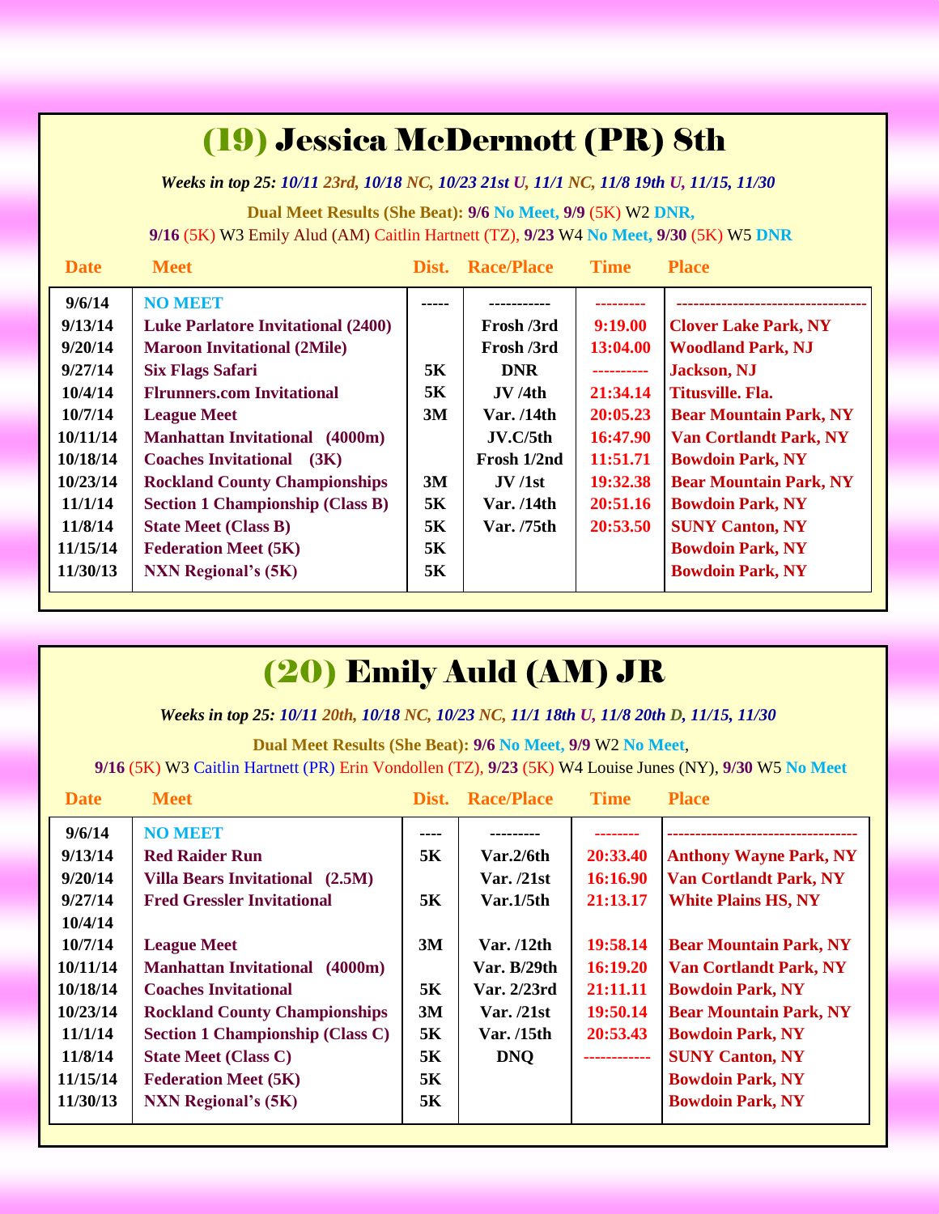## (19) Jessica McDermott (PR) 8th

*Weeks in top 25: 10/11 23rd, 10/18 NC, 10/23 21st U, 11/1 NC, 11/8 19th U, 11/15, 11/30*

**Dual Meet Results (She Beat):** **9/6** **No Meet,** **9/9** (5K) W2 **DNR,**
**9/16** (5K) W3 Emily Alud (AM) Caitlin Hartnett (TZ), **9/23** W4 **No Meet,** **9/30** (5K) W5 **DNR**

| Date | Meet | Dist. | Race/Place | Time | Place |
|---|---|---|---|---|---|
| 9/6/14 | NO MEET | ----- | ----------- | --------- | ---------------------------------- |
| 9/13/14 | Luke Parlatore Invitational (2400) | | Frosh /3rd | 9:19.00 | Clover Lake Park, NY |
| 9/20/14 | Maroon Invitational (2Mile) | | Frosh /3rd | 13:04.00 | Woodland Park, NJ |
| 9/27/14 | Six Flags Safari | 5K | DNR | ---------- | Jackson, NJ |
| 10/4/14 | Flrunners.com Invitational | 5K | JV /4th | 21:34.14 | Titusville. Fla. |
| 10/7/14 | League Meet | 3M | Var. /14th | 20:05.23 | Bear Mountain Park, NY |
| 10/11/14 | Manhattan Invitational (4000m) | | JV.C/5th | 16:47.90 | Van Cortlandt Park, NY |
| 10/18/14 | Coaches Invitational (3K) | | Frosh 1/2nd | 11:51.71 | Bowdoin Park, NY |
| 10/23/14 | Rockland County Championships | 3M | JV /1st | 19:32.38 | Bear Mountain Park, NY |
| 11/1/14 | Section 1 Championship (Class B) | 5K | Var. /14th | 20:51.16 | Bowdoin Park, NY |
| 11/8/14 | State Meet (Class B) | 5K | Var. /75th | 20:53.50 | SUNY Canton, NY |
| 11/15/14 | Federation Meet (5K) | 5K | | | Bowdoin Park, NY |
| 11/30/13 | NXN Regional's (5K) | 5K | | | Bowdoin Park, NY |

## (20) Emily Auld (AM) JR

*Weeks in top 25: 10/11 20th, 10/18 NC, 10/23 NC, 11/1 18th U, 11/8 20th D, 11/15, 11/30*

**Dual Meet Results (She Beat):** **9/6** **No Meet,** **9/9** W2 **No Meet**,
**9/16** (5K) W3 Caitlin Hartnett (PR) Erin Vondollen (TZ), **9/23** (5K) W4 Louise Junes (NY), **9/30** W5 **No Meet**

| Date | Meet | Dist. | Race/Place | Time | Place |
|---|---|---|---|---|---|
| 9/6/14 | NO MEET | ---- | --------- | -------- | ---------------------------------- |
| 9/13/14 | Red Raider Run | 5K | Var.2/6th | 20:33.40 | Anthony Wayne Park, NY |
| 9/20/14 | Villa Bears Invitational (2.5M) | | Var. /21st | 16:16.90 | Van Cortlandt Park, NY |
| 9/27/14 | Fred Gressler Invitational | 5K | Var.1/5th | 21:13.17 | White Plains HS, NY |
| 10/4/14 | | | | | |
| 10/7/14 | League Meet | 3M | Var. /12th | 19:58.14 | Bear Mountain Park, NY |
| 10/11/14 | Manhattan Invitational (4000m) | | Var. B/29th | 16:19.20 | Van Cortlandt Park, NY |
| 10/18/14 | Coaches Invitational | 5K | Var. 2/23rd | 21:11.11 | Bowdoin Park, NY |
| 10/23/14 | Rockland County Championships | 3M | Var. /21st | 19:50.14 | Bear Mountain Park, NY |
| 11/1/14 | Section 1 Championship (Class C) | 5K | Var. /15th | 20:53.43 | Bowdoin Park, NY |
| 11/8/14 | State Meet (Class C) | 5K | DNQ | ------------ | SUNY Canton, NY |
| 11/15/14 | Federation Meet (5K) | 5K | | | Bowdoin Park, NY |
| 11/30/13 | NXN Regional's (5K) | 5K | | | Bowdoin Park, NY |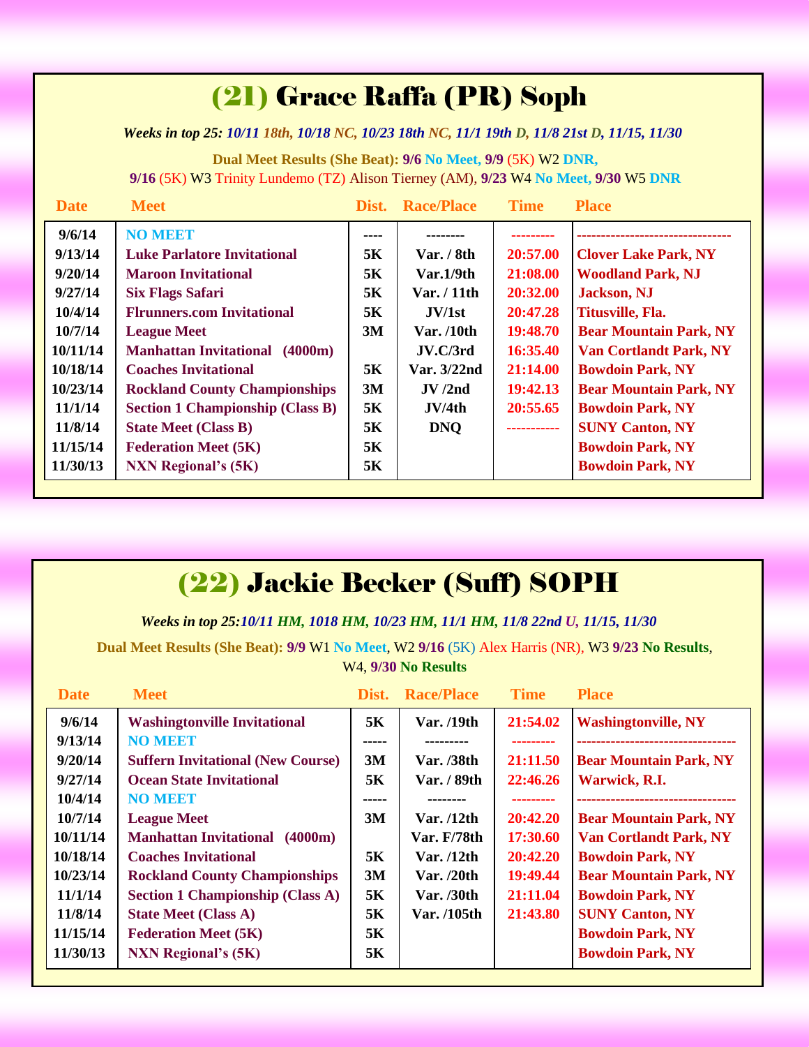# (21) Grace Raffa (PR) Soph

*Weeks in top 25: 10/11 18th, 10/18 NC, 10/23 18th NC, 11/1 19th D, 11/8 21st D, 11/15, 11/30*

**Dual Meet Results (She Beat): 9/6 No Meet, 9/9** (5K) W2 **DNR,**
**9/16** (5K) W3 Trinity Lundemo (TZ) Alison Tierney (AM), **9/23** W4 **No Meet, 9/30** W5 **DNR**

| Date | Meet | Dist. | Race/Place | Time | Place |
|---|---|---|---|---|---|
| 9/6/14 | NO MEET | ---- | -------- | --------- | -------------------------------- |
| 9/13/14 | Luke Parlatore Invitational | 5K | Var. / 8th | 20:57.00 | Clover Lake Park, NY |
| 9/20/14 | Maroon Invitational | 5K | Var.1/9th | 21:08.00 | Woodland Park, NJ |
| 9/27/14 | Six Flags Safari | 5K | Var. / 11th | 20:32.00 | Jackson, NJ |
| 10/4/14 | Flrunners.com Invitational | 5K | JV/1st | 20:47.28 | Titusville, Fla. |
| 10/7/14 | League Meet | 3M | Var. /10th | 19:48.70 | Bear Mountain Park, NY |
| 10/11/14 | Manhattan Invitational (4000m) | | JV.C/3rd | 16:35.40 | Van Cortlandt Park, NY |
| 10/18/14 | Coaches Invitational | 5K | Var. 3/22nd | 21:14.00 | Bowdoin Park, NY |
| 10/23/14 | Rockland County Championships | 3M | JV /2nd | 19:42.13 | Bear Mountain Park, NY |
| 11/1/14 | Section 1 Championship (Class B) | 5K | JV/4th | 20:55.65 | Bowdoin Park, NY |
| 11/8/14 | State Meet (Class B) | 5K | DNQ | ----------- | SUNY Canton, NY |
| 11/15/14 | Federation Meet (5K) | 5K | | | Bowdoin Park, NY |
| 11/30/13 | NXN Regional's (5K) | 5K | | | Bowdoin Park, NY |

# (22) Jackie Becker (Suff) SOPH

*Weeks in top 25:10/11 HM, 1018 HM, 10/23 HM, 11/1 HM, 11/8 22nd U, 11/15, 11/30*

**Dual Meet Results (She Beat): 9/9** W1 **No Meet**, W2 **9/16** (5K) Alex Harris (NR), W3 **9/23 No Results**,
W4, **9/30 No Results**

| Date | Meet | Dist. | Race/Place | Time | Place |
|---|---|---|---|---|---|
| 9/6/14 | Washingtonville Invitational | 5K | Var. /19th | 21:54.02 | Washingtonville, NY |
| 9/13/14 | NO MEET | ----- | --------- | --------- | --------------------------------- |
| 9/20/14 | Suffern Invitational (New Course) | 3M | Var. /38th | 21:11.50 | Bear Mountain Park, NY |
| 9/27/14 | Ocean State Invitational | 5K | Var. / 89th | 22:46.26 | Warwick, R.I. |
| 10/4/14 | NO MEET | ----- | -------- | --------- | --------------------------------- |
| 10/7/14 | League Meet | 3M | Var. /12th | 20:42.20 | Bear Mountain Park, NY |
| 10/11/14 | Manhattan Invitational (4000m) | | Var. F/78th | 17:30.60 | Van Cortlandt Park, NY |
| 10/18/14 | Coaches Invitational | 5K | Var. /12th | 20:42.20 | Bowdoin Park, NY |
| 10/23/14 | Rockland County Championships | 3M | Var. /20th | 19:49.44 | Bear Mountain Park, NY |
| 11/1/14 | Section 1 Championship (Class A) | 5K | Var. /30th | 21:11.04 | Bowdoin Park, NY |
| 11/8/14 | State Meet (Class A) | 5K | Var. /105th | 21:43.80 | SUNY Canton, NY |
| 11/15/14 | Federation Meet (5K) | 5K | | | Bowdoin Park, NY |
| 11/30/13 | NXN Regional's (5K) | 5K | | | Bowdoin Park, NY |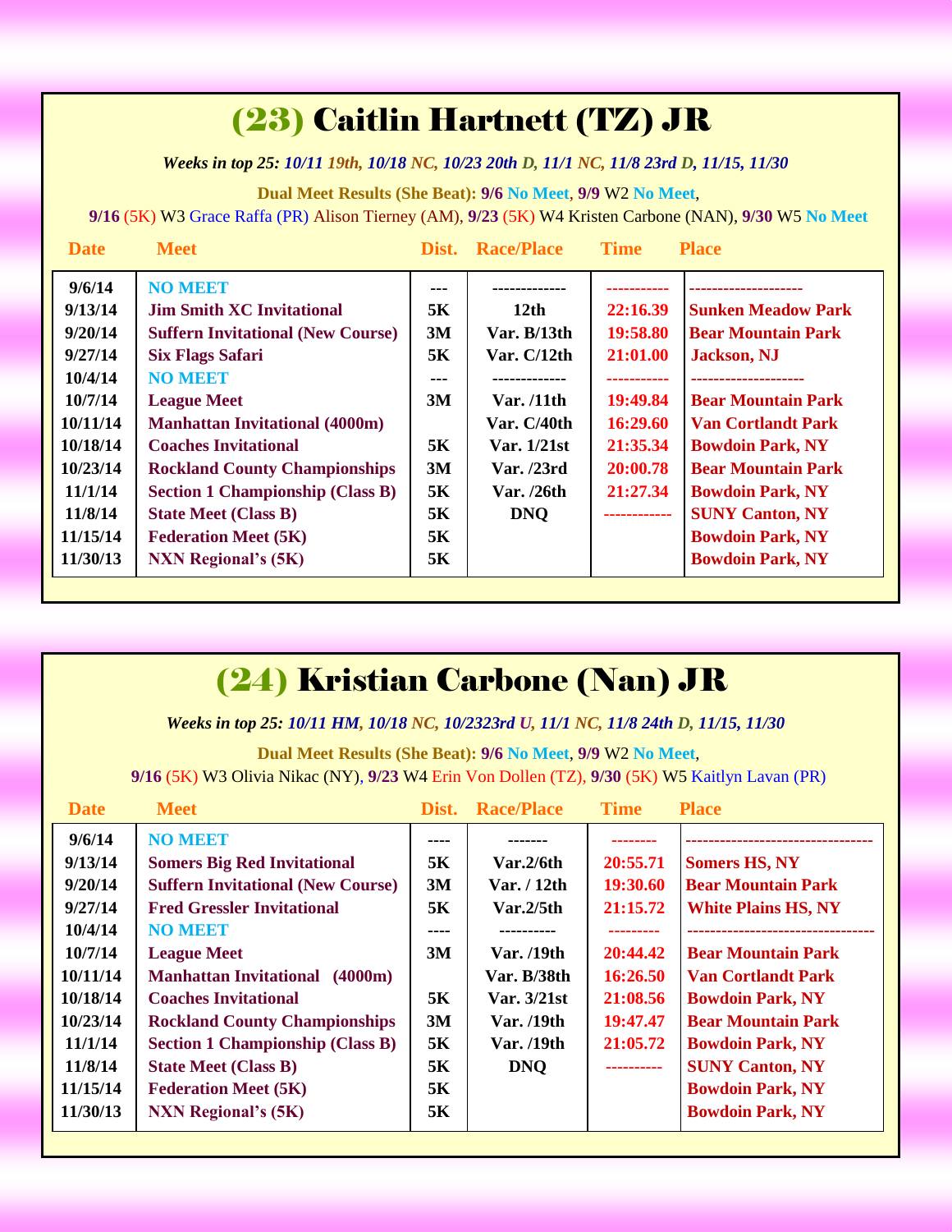# (23) Caitlin Hartnett (TZ) JR

***Weeks in top 25:*** *10/11 19th, 10/18 NC, 10/23 20th D, 11/1 NC, 11/8 23rd D, 11/15, 11/30*

**Dual Meet Results (She Beat): 9/6** No Meet, **9/9** W2 No Meet,

**9/16** (5K) W3 Grace Raffa (PR) Alison Tierney (AM), **9/23** (5K) W4 Kristen Carbone (NAN), **9/30** W5 No Meet

| Date | Meet | Dist. | Race/Place | Time | Place |
|---|---|---|---|---|---|
| 9/6/14 | NO MEET | --- | ------------- | ----------- | -------------------- |
| 9/13/14 | Jim Smith XC Invitational | 5K | 12th | 22:16.39 | Sunken Meadow Park |
| 9/20/14 | Suffern Invitational (New Course) | 3M | Var. B/13th | 19:58.80 | Bear Mountain Park |
| 9/27/14 | Six Flags Safari | 5K | Var. C/12th | 21:01.00 | Jackson, NJ |
| 10/4/14 | NO MEET | --- | ------------- | ----------- | -------------------- |
| 10/7/14 | League Meet | 3M | Var. /11th | 19:49.84 | Bear Mountain Park |
| 10/11/14 | Manhattan Invitational (4000m) | | Var. C/40th | 16:29.60 | Van Cortlandt Park |
| 10/18/14 | Coaches Invitational | 5K | Var. 1/21st | 21:35.34 | Bowdoin Park, NY |
| 10/23/14 | Rockland County Championships | 3M | Var. /23rd | 20:00.78 | Bear Mountain Park |
| 11/1/14 | Section 1 Championship (Class B) | 5K | Var. /26th | 21:27.34 | Bowdoin Park, NY |
| 11/8/14 | State Meet (Class B) | 5K | DNQ | ------------ | SUNY Canton, NY |
| 11/15/14 | Federation Meet (5K) | 5K | | | Bowdoin Park, NY |
| 11/30/13 | NXN Regional's (5K) | 5K | | | Bowdoin Park, NY |

# (24) Kristian Carbone (Nan) JR

***Weeks in top 25:*** *10/11 HM, 10/18 NC, 10/2323rd U, 11/1 NC, 11/8 24th D, 11/15, 11/30*

**Dual Meet Results (She Beat): 9/6** No Meet, **9/9** W2 No Meet,

**9/16** (5K) W3 Olivia Nikac (NY), **9/23** W4 Erin Von Dollen (TZ), **9/30** (5K) W5 Kaitlyn Lavan (PR)

| Date | Meet | Dist. | Race/Place | Time | Place |
|---|---|---|---|---|---|
| 9/6/14 | NO MEET | ---- | ------- | -------- | --------------------------------- |
| 9/13/14 | Somers Big Red Invitational | 5K | Var.2/6th | 20:55.71 | Somers HS, NY |
| 9/20/14 | Suffern Invitational (New Course) | 3M | Var. / 12th | 19:30.60 | Bear Mountain Park |
| 9/27/14 | Fred Gressler Invitational | 5K | Var.2/5th | 21:15.72 | White Plains HS, NY |
| 10/4/14 | NO MEET | ---- | ---------- | --------- | --------------------------------- |
| 10/7/14 | League Meet | 3M | Var. /19th | 20:44.42 | Bear Mountain Park |
| 10/11/14 | Manhattan Invitational (4000m) | | Var. B/38th | 16:26.50 | Van Cortlandt Park |
| 10/18/14 | Coaches Invitational | 5K | Var. 3/21st | 21:08.56 | Bowdoin Park, NY |
| 10/23/14 | Rockland County Championships | 3M | Var. /19th | 19:47.47 | Bear Mountain Park |
| 11/1/14 | Section 1 Championship (Class B) | 5K | Var. /19th | 21:05.72 | Bowdoin Park, NY |
| 11/8/14 | State Meet (Class B) | 5K | DNQ | ---------- | SUNY Canton, NY |
| 11/15/14 | Federation Meet (5K) | 5K | | | Bowdoin Park, NY |
| 11/30/13 | NXN Regional's (5K) | 5K | | | Bowdoin Park, NY |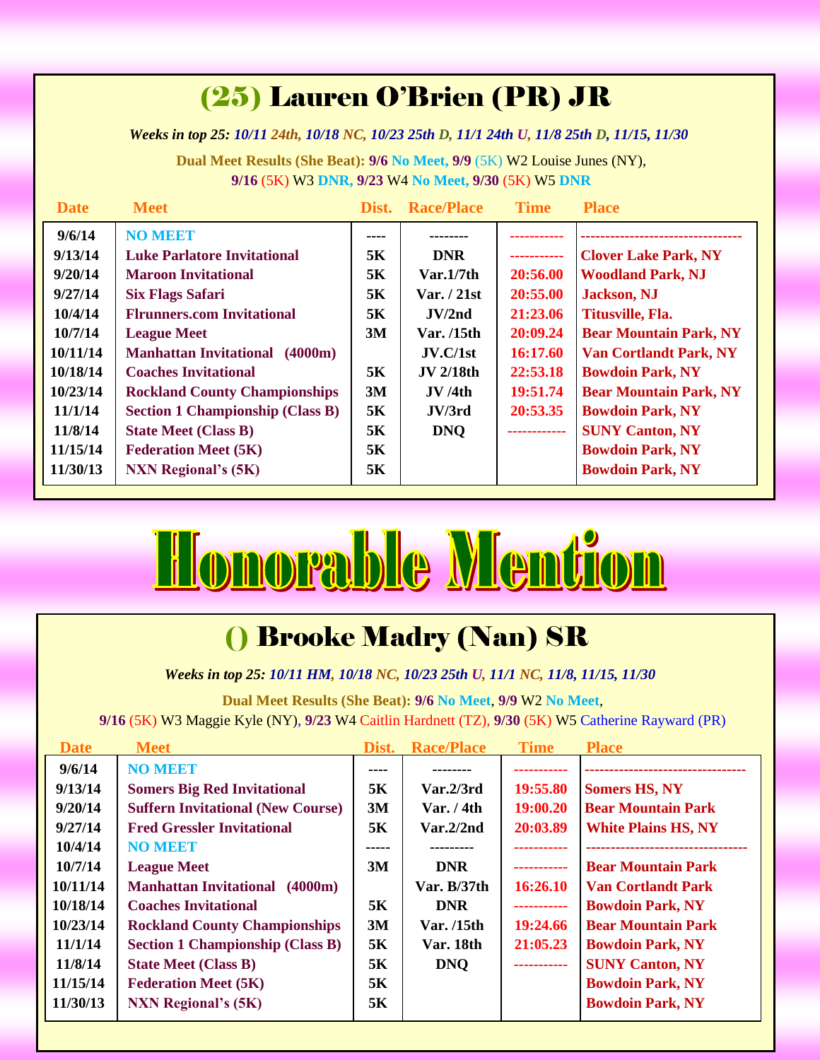## (25) Lauren O'Brien (PR) JR

***Weeks in top 25: 10/11 24th, 10/18 NC, 10/23 25th D, 11/1 24th U, 11/8 25th D, 11/15, 11/30***

**Dual Meet Results (She Beat): 9/6 No Meet, 9/9** (5K) W2 Louise Junes (NY),
**9/16** (5K) W3 **DNR, 9/23** W4 **No Meet, 9/30** (5K) W5 **DNR**

| Date | Meet | Dist. | Race/Place | Time | Place |
|---|---|---|---|---|---|
| 9/6/14 | NO MEET | ---- | -------- | ----------- | --------------------------------- |
| 9/13/14 | Luke Parlatore Invitational | 5K | DNR | ----------- | Clover Lake Park, NY |
| 9/20/14 | Maroon Invitational | 5K | Var.1/7th | 20:56.00 | Woodland Park, NJ |
| 9/27/14 | Six Flags Safari | 5K | Var. / 21st | 20:55.00 | Jackson, NJ |
| 10/4/14 | Flrunners.com Invitational | 5K | JV/2nd | 21:23.06 | Titusville, Fla. |
| 10/7/14 | League Meet | 3M | Var. /15th | 20:09.24 | Bear Mountain Park, NY |
| 10/11/14 | Manhattan Invitational (4000m) | | JV.C/1st | 16:17.60 | Van Cortlandt Park, NY |
| 10/18/14 | Coaches Invitational | 5K | JV 2/18th | 22:53.18 | Bowdoin Park, NY |
| 10/23/14 | Rockland County Championships | 3M | JV /4th | 19:51.74 | Bear Mountain Park, NY |
| 11/1/14 | Section 1 Championship (Class B) | 5K | JV/3rd | 20:53.35 | Bowdoin Park, NY |
| 11/8/14 | State Meet (Class B) | 5K | DNQ | ------------ | SUNY Canton, NY |
| 11/15/14 | Federation Meet (5K) | 5K | | | Bowdoin Park, NY |
| 11/30/13 | NXN Regional's (5K) | 5K | | | Bowdoin Park, NY |

# Honorable Mention

## () Brooke Madry (Nan) SR

***Weeks in top 25: 10/11 HM, 10/18 NC, 10/23 25th U, 11/1 NC, 11/8, 11/15, 11/30***

**Dual Meet Results (She Beat): 9/6 No Meet, 9/9** W2 **No Meet**,
**9/16** (5K) W3 Maggie Kyle (NY), **9/23** W4 Caitlin Hardnett (TZ), **9/30** (5K) W5 Catherine Rayward (PR)

| Date | Meet | Dist. | Race/Place | Time | Place |
|---|---|---|---|---|---|
| 9/6/14 | NO MEET | ---- | -------- | ----------- | --------------------------------- |
| 9/13/14 | Somers Big Red Invitational | 5K | Var.2/3rd | 19:55.80 | Somers HS, NY |
| 9/20/14 | Suffern Invitational (New Course) | 3M | Var. / 4th | 19:00.20 | Bear Mountain Park |
| 9/27/14 | Fred Gressler Invitational | 5K | Var.2/2nd | 20:03.89 | White Plains HS, NY |
| 10/4/14 | NO MEET | ----- | --------- | ----------- | -------------------------------- |
| 10/7/14 | League Meet | 3M | DNR | ----------- | Bear Mountain Park |
| 10/11/14 | Manhattan Invitational (4000m) | | Var. B/37th | 16:26.10 | Van Cortlandt Park |
| 10/18/14 | Coaches Invitational | 5K | DNR | ----------- | Bowdoin Park, NY |
| 10/23/14 | Rockland County Championships | 3M | Var. /15th | 19:24.66 | Bear Mountain Park |
| 11/1/14 | Section 1 Championship (Class B) | 5K | Var. 18th | 21:05.23 | Bowdoin Park, NY |
| 11/8/14 | State Meet (Class B) | 5K | DNQ | ----------- | SUNY Canton, NY |
| 11/15/14 | Federation Meet (5K) | 5K | | | Bowdoin Park, NY |
| 11/30/13 | NXN Regional's (5K) | 5K | | | Bowdoin Park, NY |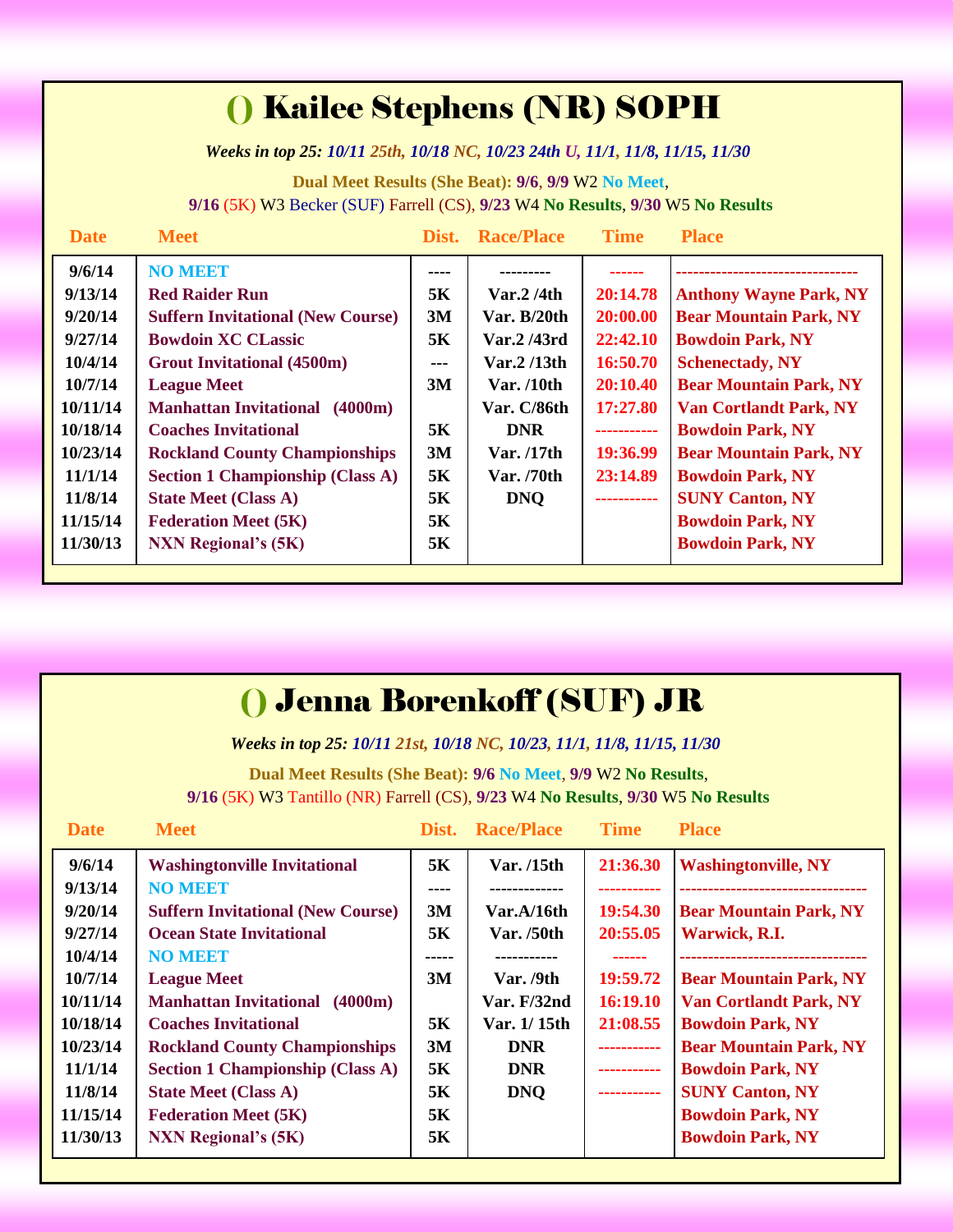# () Kailee Stephens (NR) SOPH

*Weeks in top 25: 10/11 25th, 10/18 NC, 10/23 24th U, 11/1, 11/8, 11/15, 11/30*

**Dual Meet Results (She Beat): 9/6, 9/9** W2 **No Meet**,
**9/16** (5K) W3 Becker (SUF) Farrell (CS), **9/23** W4 **No Results**, **9/30** W5 **No Results**

| Date | Meet | Dist. | Race/Place | Time | Place |
|---|---|---|---|---|---|
| 9/6/14 | NO MEET | ---- | --------- | ------ | -------------------------------- |
| 9/13/14 | Red Raider Run | 5K | Var.2 /4th | 20:14.78 | Anthony Wayne Park, NY |
| 9/20/14 | Suffern Invitational (New Course) | 3M | Var. B/20th | 20:00.00 | Bear Mountain Park, NY |
| 9/27/14 | Bowdoin XC CLassic | 5K | Var.2 /43rd | 22:42.10 | Bowdoin Park, NY |
| 10/4/14 | Grout Invitational (4500m) | --- | Var.2 /13th | 16:50.70 | Schenectady, NY |
| 10/7/14 | League Meet | 3M | Var. /10th | 20:10.40 | Bear Mountain Park, NY |
| 10/11/14 | Manhattan Invitational (4000m) | | Var. C/86th | 17:27.80 | Van Cortlandt Park, NY |
| 10/18/14 | Coaches Invitational | 5K | DNR | ----------- | Bowdoin Park, NY |
| 10/23/14 | Rockland County Championships | 3M | Var. /17th | 19:36.99 | Bear Mountain Park, NY |
| 11/1/14 | Section 1 Championship (Class A) | 5K | Var. /70th | 23:14.89 | Bowdoin Park, NY |
| 11/8/14 | State Meet (Class A) | 5K | DNQ | ----------- | SUNY Canton, NY |
| 11/15/14 | Federation Meet (5K) | 5K | | | Bowdoin Park, NY |
| 11/30/13 | NXN Regional's (5K) | 5K | | | Bowdoin Park, NY |

# () Jenna Borenkoff (SUF) JR

*Weeks in top 25: 10/11 21st, 10/18 NC, 10/23, 11/1, 11/8, 11/15, 11/30*

**Dual Meet Results (She Beat): 9/6 No Meet, 9/9** W2 **No Results**,
**9/16** (5K) W3 Tantillo (NR) Farrell (CS), **9/23** W4 **No Results**, **9/30** W5 **No Results**

| Date | Meet | Dist. | Race/Place | Time | Place |
|---|---|---|---|---|---|
| 9/6/14 | Washingtonville Invitational | 5K | Var. /15th | 21:36.30 | Washingtonville, NY |
| 9/13/14 | NO MEET | ---- | ------------- | ----------- | -------------------------------- |
| 9/20/14 | Suffern Invitational (New Course) | 3M | Var.A/16th | 19:54.30 | Bear Mountain Park, NY |
| 9/27/14 | Ocean State Invitational | 5K | Var. /50th | 20:55.05 | Warwick, R.I. |
| 10/4/14 | NO MEET | ----- | ----------- | ------ | -------------------------------- |
| 10/7/14 | League Meet | 3M | Var. /9th | 19:59.72 | Bear Mountain Park, NY |
| 10/11/14 | Manhattan Invitational (4000m) | | Var. F/32nd | 16:19.10 | Van Cortlandt Park, NY |
| 10/18/14 | Coaches Invitational | 5K | Var. 1/ 15th | 21:08.55 | Bowdoin Park, NY |
| 10/23/14 | Rockland County Championships | 3M | DNR | ----------- | Bear Mountain Park, NY |
| 11/1/14 | Section 1 Championship (Class A) | 5K | DNR | ----------- | Bowdoin Park, NY |
| 11/8/14 | State Meet (Class A) | 5K | DNQ | ----------- | SUNY Canton, NY |
| 11/15/14 | Federation Meet (5K) | 5K | | | Bowdoin Park, NY |
| 11/30/13 | NXN Regional's (5K) | 5K | | | Bowdoin Park, NY |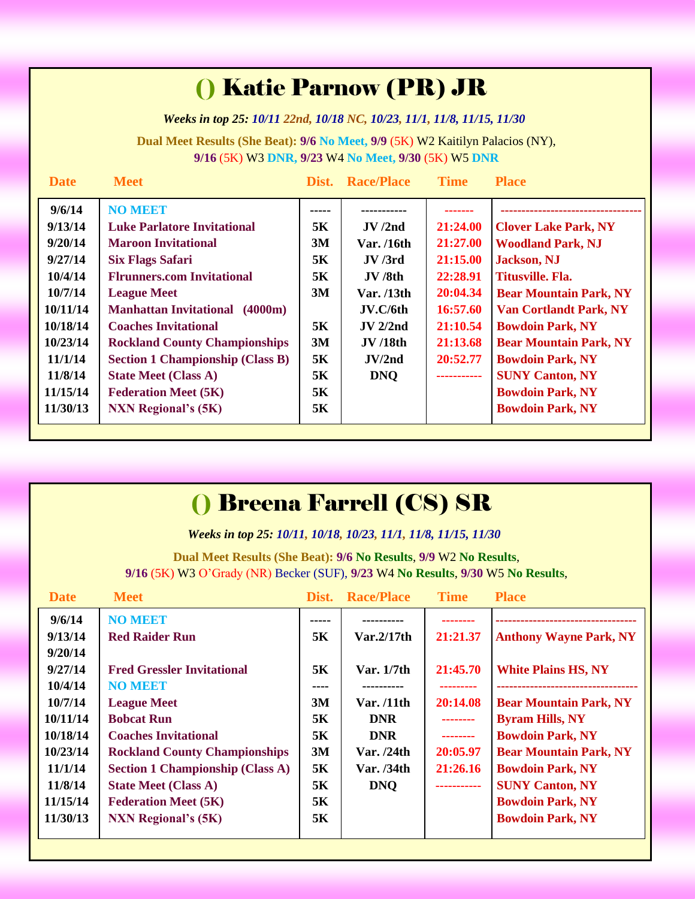# () Katie Parnow (PR) JR

***Weeks in top 25:** 10/11 22nd, 10/18 NC, 10/23, 11/1, 11/8, 11/15, 11/30*

**Dual Meet Results (She Beat): 9/6 No Meet, 9/9** (5K) W2 Kaitilyn Palacios (NY), **9/16** (5K) W3 **DNR, 9/23** W4 **No Meet, 9/30** (5K) W5 **DNR**

| Date | Meet | Dist. | Race/Place | Time | Place |
|---|---|---|---|---|---|
| 9/6/14 | NO MEET | ----- | ----------- | ------- | ---------------------------------- |
| 9/13/14 | Luke Parlatore Invitational | 5K | JV /2nd | 21:24.00 | Clover Lake Park, NY |
| 9/20/14 | Maroon Invitational | 3M | Var. /16th | 21:27.00 | Woodland Park, NJ |
| 9/27/14 | Six Flags Safari | 5K | JV /3rd | 21:15.00 | Jackson, NJ |
| 10/4/14 | Flrunners.com Invitational | 5K | JV /8th | 22:28.91 | Titusville. Fla. |
| 10/7/14 | League Meet | 3M | Var. /13th | 20:04.34 | Bear Mountain Park, NY |
| 10/11/14 | Manhattan Invitational (4000m) | | JV.C/6th | 16:57.60 | Van Cortlandt Park, NY |
| 10/18/14 | Coaches Invitational | 5K | JV 2/2nd | 21:10.54 | Bowdoin Park, NY |
| 10/23/14 | Rockland County Championships | 3M | JV /18th | 21:13.68 | Bear Mountain Park, NY |
| 11/1/14 | Section 1 Championship (Class B) | 5K | JV/2nd | 20:52.77 | Bowdoin Park, NY |
| 11/8/14 | State Meet (Class A) | 5K | DNQ | ----------- | SUNY Canton, NY |
| 11/15/14 | Federation Meet (5K) | 5K | | | Bowdoin Park, NY |
| 11/30/13 | NXN Regional's (5K) | 5K | | | Bowdoin Park, NY |

# () Breena Farrell (CS) SR

***Weeks in top 25:** 10/11, 10/18, 10/23, 11/1, 11/8, 11/15, 11/30*

**Dual Meet Results (She Beat): 9/6 No Results**, **9/9** W2 **No Results**, **9/16** (5K) W3 O'Grady (NR) Becker (SUF), **9/23** W4 **No Results**, **9/30** W5 **No Results**,

| Date | Meet | Dist. | Race/Place | Time | Place |
|---|---|---|---|---|---|
| 9/6/14 | NO MEET | ----- | ---------- | -------- | ---------------------------------- |
| 9/13/14 | Red Raider Run | 5K | Var.2/17th | 21:21.37 | Anthony Wayne Park, NY |
| 9/20/14 | | | | | |
| 9/27/14 | Fred Gressler Invitational | 5K | Var. 1/7th | 21:45.70 | White Plains HS, NY |
| 10/4/14 | NO MEET | ---- | ---------- | --------- | ---------------------------------- |
| 10/7/14 | League Meet | 3M | Var. /11th | 20:14.08 | Bear Mountain Park, NY |
| 10/11/14 | Bobcat Run | 5K | DNR | -------- | Byram Hills, NY |
| 10/18/14 | Coaches Invitational | 5K | DNR | -------- | Bowdoin Park, NY |
| 10/23/14 | Rockland County Championships | 3M | Var. /24th | 20:05.97 | Bear Mountain Park, NY |
| 11/1/14 | Section 1 Championship (Class A) | 5K | Var. /34th | 21:26.16 | Bowdoin Park, NY |
| 11/8/14 | State Meet (Class A) | 5K | DNQ | ----------- | SUNY Canton, NY |
| 11/15/14 | Federation Meet (5K) | 5K | | | Bowdoin Park, NY |
| 11/30/13 | NXN Regional's (5K) | 5K | | | Bowdoin Park, NY |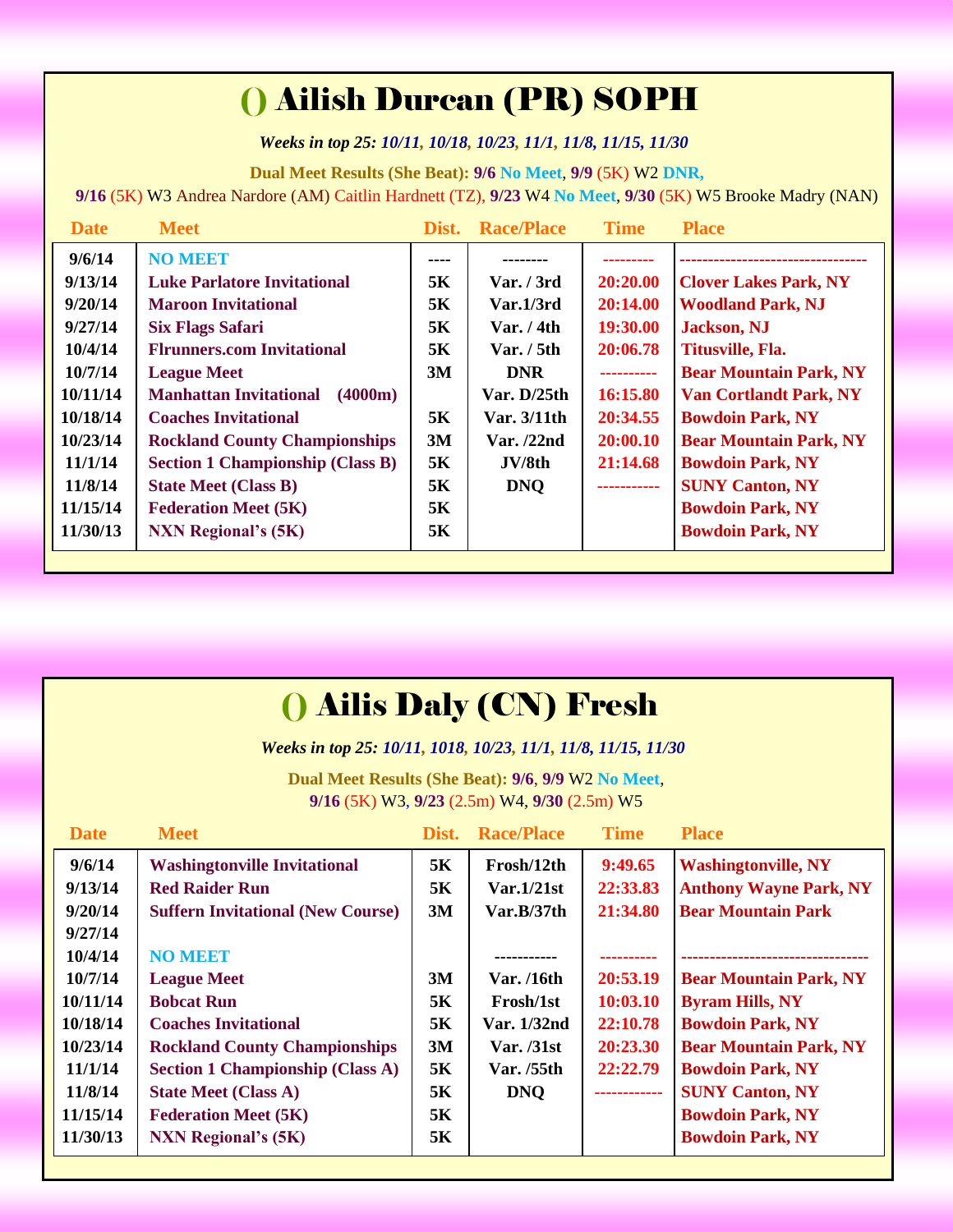# () Ailish Durcan (PR) SOPH

***Weeks in top 25: 10/11, 10/18, 10/23, 11/1, 11/8, 11/15, 11/30***

**Dual Meet Results (She Beat): 9/6 No Meet, 9/9** (5K) W2 **DNR,**

**9/16** (5K) W3 Andrea Nardore (AM) Caitlin Hardnett (TZ), **9/23** W4 **No Meet**, **9/30** (5K) W5 Brooke Madry (NAN)

| Date | Meet | Dist. | Race/Place | Time | Place |
|---|---|---|---|---|---|
| 9/6/14 | NO MEET | ---- | -------- | --------- | --------------------------------- |
| 9/13/14 | Luke Parlatore Invitational | 5K | Var. / 3rd | 20:20.00 | Clover Lakes Park, NY |
| 9/20/14 | Maroon Invitational | 5K | Var.1/3rd | 20:14.00 | Woodland Park, NJ |
| 9/27/14 | Six Flags Safari | 5K | Var. / 4th | 19:30.00 | Jackson, NJ |
| 10/4/14 | Flrunners.com Invitational | 5K | Var. / 5th | 20:06.78 | Titusville, Fla. |
| 10/7/14 | League Meet | 3M | DNR | ---------- | Bear Mountain Park, NY |
| 10/11/14 | Manhattan Invitational (4000m) | | Var. D/25th | 16:15.80 | Van Cortlandt Park, NY |
| 10/18/14 | Coaches Invitational | 5K | Var. 3/11th | 20:34.55 | Bowdoin Park, NY |
| 10/23/14 | Rockland County Championships | 3M | Var. /22nd | 20:00.10 | Bear Mountain Park, NY |
| 11/1/14 | Section 1 Championship (Class B) | 5K | JV/8th | 21:14.68 | Bowdoin Park, NY |
| 11/8/14 | State Meet (Class B) | 5K | DNQ | ----------- | SUNY Canton, NY |
| 11/15/14 | Federation Meet (5K) | 5K | | | Bowdoin Park, NY |
| 11/30/13 | NXN Regional's (5K) | 5K | | | Bowdoin Park, NY |

# () Ailis Daly (CN) Fresh

***Weeks in top 25: 10/11, 1018, 10/23, 11/1, 11/8, 11/15, 11/30***

**Dual Meet Results (She Beat): 9/6**, **9/9** W2 **No Meet**,

**9/16** (5K) W3, **9/23** (2.5m) W4, **9/30** (2.5m) W5

| Date | Meet | Dist. | Race/Place | Time | Place |
|---|---|---|---|---|---|
| 9/6/14 | Washingtonville Invitational | 5K | Frosh/12th | 9:49.65 | Washingtonville, NY |
| 9/13/14 | Red Raider Run | 5K | Var.1/21st | 22:33.83 | Anthony Wayne Park, NY |
| 9/20/14 | Suffern Invitational (New Course) | 3M | Var.B/37th | 21:34.80 | Bear Mountain Park |
| 9/27/14 | | | | | |
| 10/4/14 | NO MEET | | ----------- | ---------- | --------------------------------- |
| 10/7/14 | League Meet | 3M | Var. /16th | 20:53.19 | Bear Mountain Park, NY |
| 10/11/14 | Bobcat Run | 5K | Frosh/1st | 10:03.10 | Byram Hills, NY |
| 10/18/14 | Coaches Invitational | 5K | Var. 1/32nd | 22:10.78 | Bowdoin Park, NY |
| 10/23/14 | Rockland County Championships | 3M | Var. /31st | 20:23.30 | Bear Mountain Park, NY |
| 11/1/14 | Section 1 Championship (Class A) | 5K | Var. /55th | 22:22.79 | Bowdoin Park, NY |
| 11/8/14 | State Meet (Class A) | 5K | DNQ | ------------ | SUNY Canton, NY |
| 11/15/14 | Federation Meet (5K) | 5K | | | Bowdoin Park, NY |
| 11/30/13 | NXN Regional's (5K) | 5K | | | Bowdoin Park, NY |